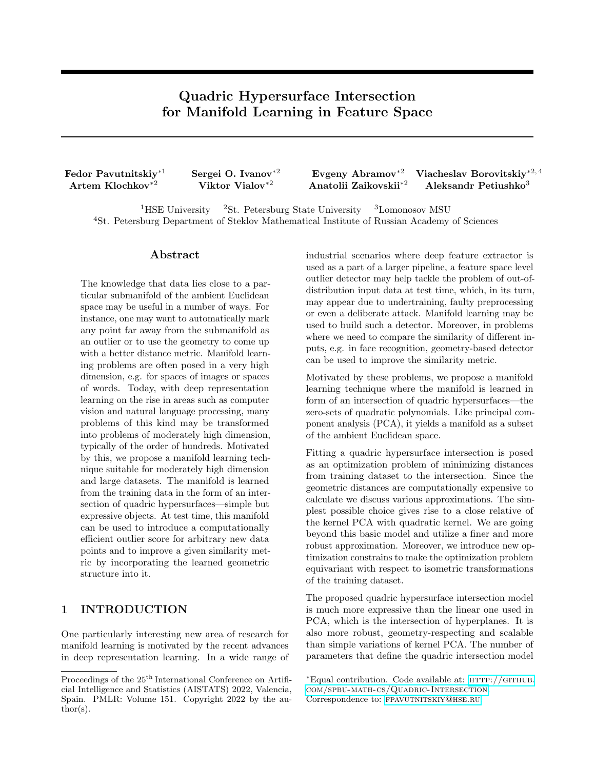# Quadric Hypersurface Intersection for Manifold Learning in Feature Space

**Fedor Pavutnitskiy**[*1] **Sergei O. Ivanov**[*2] **Evgeny Abramov**[*2] **Viacheslav Borovitskiy**[*2, 4] **Artem Klochkov**[*2] **Viktor Vialov**[*2] **Anatolii Zaikovskii**[*2] **Aleksandr Petiushko**[3]

[1]HSE University [2]St. Petersburg State University [3]Lomonosov MSU
[4]St. Petersburg Department of Steklov Mathematical Institute of Russian Academy of Sciences

## Abstract

The knowledge that data lies close to a particular submanifold of the ambient Euclidean space may be useful in a number of ways. For instance, one may want to automatically mark any point far away from the submanifold as an outlier or to use the geometry to come up with a better distance metric. Manifold learning problems are often posed in a very high dimension, e.g. for spaces of images or spaces of words. Today, with deep representation learning on the rise in areas such as computer vision and natural language processing, many problems of this kind may be transformed into problems of moderately high dimension, typically of the order of hundreds. Motivated by this, we propose a manifold learning technique suitable for moderately high dimension and large datasets. The manifold is learned from the training data in the form of an intersection of quadric hypersurfaces—simple but expressive objects. At test time, this manifold can be used to introduce a computationally efficient outlier score for arbitrary new data points and to improve a given similarity metric by incorporating the learned geometric structure into it.

## 1 INTRODUCTION

One particularly interesting new area of research for manifold learning is motivated by the recent advances in deep representation learning. In a wide range of industrial scenarios where deep feature extractor is used as a part of a larger pipeline, a feature space level outlier detector may help tackle the problem of out-of-distribution input data at test time, which, in its turn, may appear due to undertraining, faulty preprocessing or even a deliberate attack. Manifold learning may be used to build such a detector. Moreover, in problems where we need to compare the similarity of different inputs, e.g. in face recognition, geometry-based detector can be used to improve the similarity metric.

Motivated by these problems, we propose a manifold learning technique where the manifold is learned in form of an intersection of quadric hypersurfaces—the zero-sets of quadratic polynomials. Like principal component analysis (PCA), it yields a manifold as a subset of the ambient Euclidean space.

Fitting a quadric hypersurface intersection is posed as an optimization problem of minimizing distances from training dataset to the intersection. Since the geometric distances are computationally expensive to calculate we discuss various approximations. The simplest possible choice gives rise to a close relative of the kernel PCA with quadratic kernel. We are going beyond this basic model and utilize a finer and more robust approximation. Moreover, we introduce new optimization constrains to make the optimization problem equivariant with respect to isometric transformations of the training dataset.

The proposed quadric hypersurface intersection model is much more expressive than the linear one used in PCA, which is the intersection of hyperplanes. It is also more robust, geometry-respecting and scalable than simple variations of kernel PCA. The number of parameters that define the quadric intersection model

Proceedings of the 25[th] International Conference on Artificial Intelligence and Statistics (AISTATS) 2022, Valencia, Spain. PMLR: Volume 151. Copyright 2022 by the author(s).

*Equal contribution. Code available at: http://github.com/spbu-math-cs/Quadric-Intersection. Correspondence to: fpavutnitskiy@hse.ru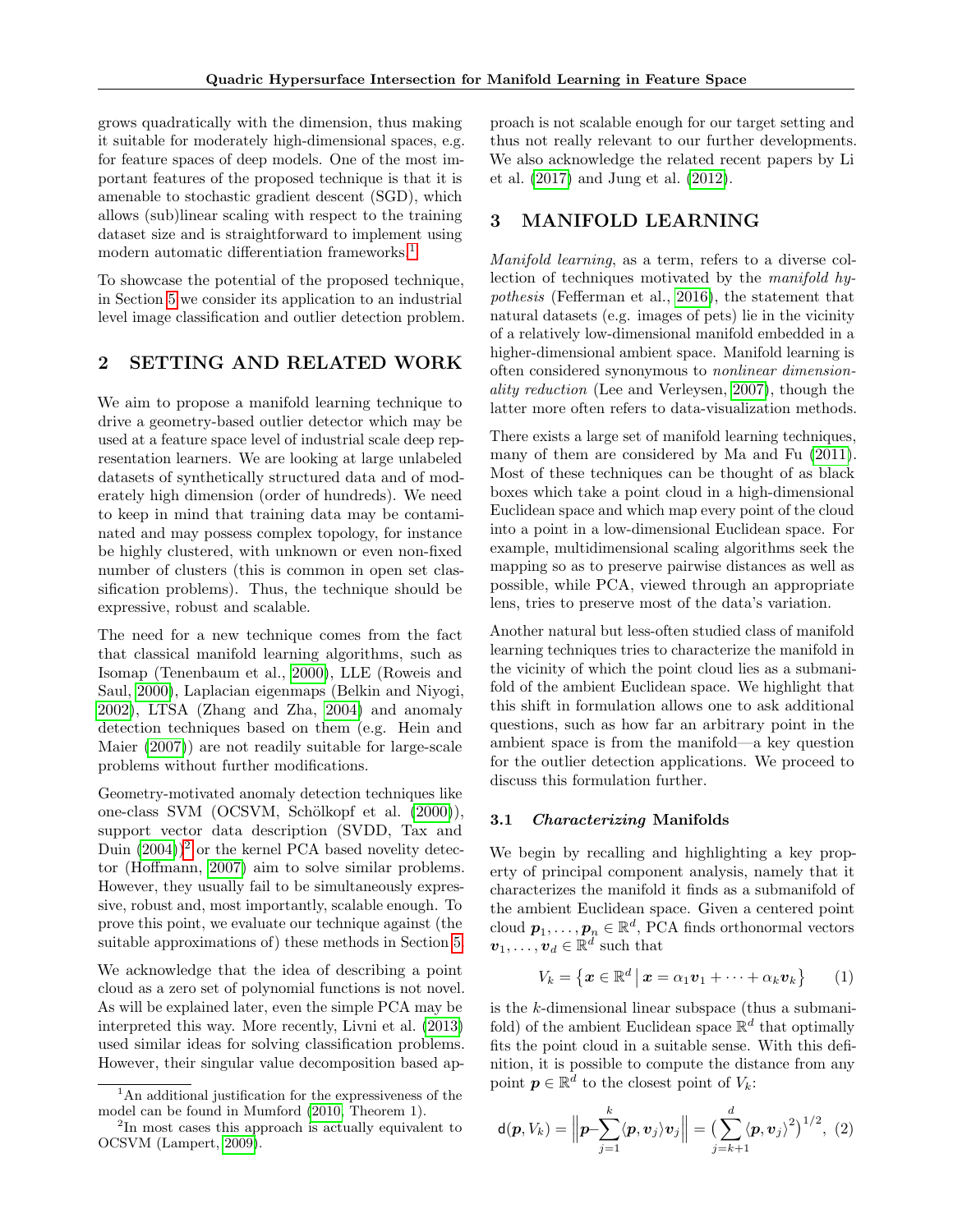grows quadratically with the dimension, thus making it suitable for moderately high-dimensional spaces, e.g. for feature spaces of deep models. One of the most important features of the proposed technique is that it is amenable to stochastic gradient descent (SGD), which allows (sub)linear scaling with respect to the training dataset size and is straightforward to implement using modern automatic differentiation frameworks.[1]

To showcase the potential of the proposed technique, in Section 5 we consider its application to an industrial level image classification and outlier detection problem.

## 2 SETTING AND RELATED WORK

We aim to propose a manifold learning technique to drive a geometry-based outlier detector which may be used at a feature space level of industrial scale deep representation learners. We are looking at large unlabeled datasets of synthetically structured data and of moderately high dimension (order of hundreds). We need to keep in mind that training data may be contaminated and may possess complex topology, for instance be highly clustered, with unknown or even non-fixed number of clusters (this is common in open set classification problems). Thus, the technique should be expressive, robust and scalable.

The need for a new technique comes from the fact that classical manifold learning algorithms, such as Isomap (Tenenbaum et al., 2000), LLE (Roweis and Saul, 2000), Laplacian eigenmaps (Belkin and Niyogi, 2002), LTSA (Zhang and Zha, 2004) and anomaly detection techniques based on them (e.g. Hein and Maier (2007)) are not readily suitable for large-scale problems without further modifications.

Geometry-motivated anomaly detection techniques like one-class SVM (OCSVM, Schölkopf et al. (2000)), support vector data description (SVDD, Tax and Duin (2004))[2] or the kernel PCA based novelty detector (Hoffmann, 2007) aim to solve similar problems. However, they usually fail to be simultaneously expressive, robust and, most importantly, scalable enough. To prove this point, we evaluate our technique against (the suitable approximations of) these methods in Section 5.

We acknowledge that the idea of describing a point cloud as a zero set of polynomial functions is not novel. As will be explained later, even the simple PCA may be interpreted this way. More recently, Livni et al. (2013) used similar ideas for solving classification problems. However, their singular value decomposition based approach is not scalable enough for our target setting and thus not really relevant to our further developments. We also acknowledge the related recent papers by Li et al. (2017) and Jung et al. (2012).

[1] An additional justification for the expressiveness of the model can be found in Mumford (2010, Theorem 1).

[2] In most cases this approach is actually equivalent to OCSVM (Lampert, 2009).

## 3 MANIFOLD LEARNING

*Manifold learning*, as a term, refers to a diverse collection of techniques motivated by the *manifold hypothesis* (Fefferman et al., 2016), the statement that natural datasets (e.g. images of pets) lie in the vicinity of a relatively low-dimensional manifold embedded in a higher-dimensional ambient space. Manifold learning is often considered synonymous to *nonlinear dimensionality reduction* (Lee and Verleysen, 2007), though the latter more often refers to data-visualization methods.

There exists a large set of manifold learning techniques, many of them are considered by Ma and Fu (2011). Most of these techniques can be thought of as black boxes which take a point cloud in a high-dimensional Euclidean space and which map every point of the cloud into a point in a low-dimensional Euclidean space. For example, multidimensional scaling algorithms seek the mapping so as to preserve pairwise distances as well as possible, while PCA, viewed through an appropriate lens, tries to preserve most of the data's variation.

Another natural but less-often studied class of manifold learning techniques tries to characterize the manifold in the vicinity of which the point cloud lies as a submanifold of the ambient Euclidean space. We highlight that this shift in formulation allows one to ask additional questions, such as how far an arbitrary point in the ambient space is from the manifold—a key question for the outlier detection applications. We proceed to discuss this formulation further.

### 3.1 *Characterizing* Manifolds

We begin by recalling and highlighting a key property of principal component analysis, namely that it characterizes the manifold it finds as a submanifold of the ambient Euclidean space. Given a centered point cloud $\boldsymbol{p}_1, \dots, \boldsymbol{p}_n \in \mathbb{R}^d$, PCA finds orthonormal vectors $\boldsymbol{v}_1, \dots, \boldsymbol{v}_d \in \mathbb{R}^d$ such that

$$V_k = \left\{ \boldsymbol{x} \in \mathbb{R}^d \,\middle|\, \boldsymbol{x} = \alpha_1 \boldsymbol{v}_1 + \dots + \alpha_k \boldsymbol{v}_k \right\} \qquad (1)$$

is the $k$-dimensional linear subspace (thus a submanifold) of the ambient Euclidean space $\mathbb{R}^d$ that optimally fits the point cloud in a suitable sense. With this definition, it is possible to compute the distance from any point $\boldsymbol{p} \in \mathbb{R}^d$ to the closest point of $V_k$:

$$\mathsf{d}(\boldsymbol{p}, V_k) = \Big\| \boldsymbol{p} - \sum_{j=1}^{k} \langle \boldsymbol{p}, \boldsymbol{v}_j \rangle \boldsymbol{v}_j \Big\| = \Big( \sum_{j=k+1}^{d} \langle \boldsymbol{p}, \boldsymbol{v}_j \rangle^2 \Big)^{1/2}, \quad (2)$$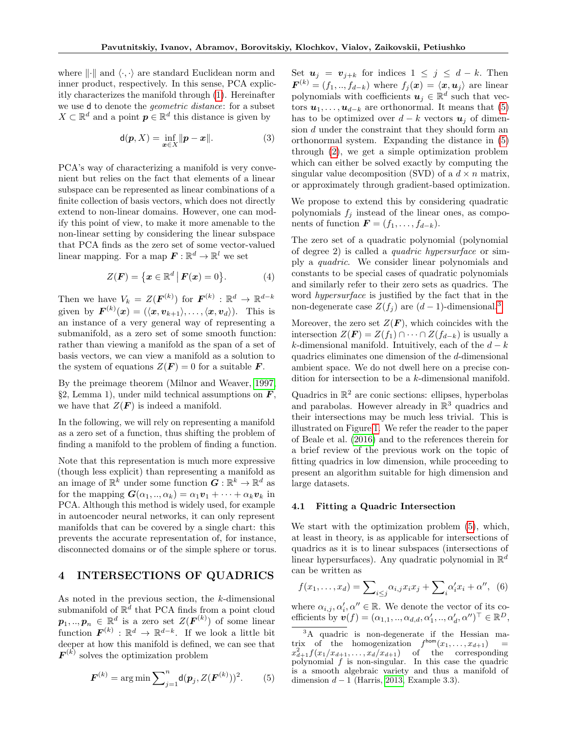where $\|\cdot\|$ and $\langle\cdot,\cdot\rangle$ are standard Euclidean norm and inner product, respectively. In this sense, PCA explicitly characterizes the manifold through (1). Hereinafter we use $\mathsf{d}$ to denote the *geometric distance*: for a subset $X \subset \mathbb{R}^d$ and a point $\boldsymbol{p} \in \mathbb{R}^d$ this distance is given by

$$\mathsf{d}(\boldsymbol{p}, X) = \inf_{\boldsymbol{x}\in X} \|\boldsymbol{p} - \boldsymbol{x}\|. \tag{3}$$

PCA's way of characterizing a manifold is very convenient but relies on the fact that elements of a linear subspace can be represented as linear combinations of a finite collection of basis vectors, which does not directly extend to non-linear domains. However, one can modify this point of view, to make it more amenable to the non-linear setting by considering the linear subspace that PCA finds as the zero set of some vector-valued linear mapping. For a map $\boldsymbol{F}: \mathbb{R}^d \to \mathbb{R}^l$ we set

$$Z(\boldsymbol{F}) = \left\{\boldsymbol{x} \in \mathbb{R}^d \,\middle|\, \boldsymbol{F}(\boldsymbol{x}) = 0\right\}. \tag{4}$$

Then we have $V_k = Z(\boldsymbol{F}^{(k)})$ for $\boldsymbol{F}^{(k)}: \mathbb{R}^d \to \mathbb{R}^{d-k}$ given by $\boldsymbol{F}^{(k)}(\boldsymbol{x}) = (\langle \boldsymbol{x}, \boldsymbol{v}_{k+1}\rangle, \ldots, \langle \boldsymbol{x}, \boldsymbol{v}_d\rangle)$. This is an instance of a very general way of representing a submanifold, as a zero set of some smooth function: rather than viewing a manifold as the span of a set of basis vectors, we can view a manifold as a solution to the system of equations $Z(\boldsymbol{F}) = 0$ for a suitable $\boldsymbol{F}$.

By the preimage theorem (Milnor and Weaver, 1997, §2, Lemma 1), under mild technical assumptions on $\boldsymbol{F}$, we have that $Z(\boldsymbol{F})$ is indeed a manifold.

In the following, we will rely on representing a manifold as a zero set of a function, thus shifting the problem of finding a manifold to the problem of finding a function.

Note that this representation is much more expressive (though less explicit) than representing a manifold as an image of $\mathbb{R}^k$ under some function $\boldsymbol{G}: \mathbb{R}^k \to \mathbb{R}^d$ as for the mapping $\boldsymbol{G}(\alpha_1, .., \alpha_k) = \alpha_1 \boldsymbol{v}_1 + \cdots + \alpha_k \boldsymbol{v}_k$ in PCA. Although this method is widely used, for example in autoencoder neural networks, it can only represent manifolds that can be covered by a single chart: this prevents the accurate representation of, for instance, disconnected domains or of the simple sphere or torus.

# 4 INTERSECTIONS OF QUADRICS

As noted in the previous section, the $k$-dimensional submanifold of $\mathbb{R}^d$ that PCA finds from a point cloud $\boldsymbol{p}_1, .., \boldsymbol{p}_n \in \mathbb{R}^d$ is a zero set $Z(\boldsymbol{F}^{(k)})$ of some linear function $\boldsymbol{F}^{(k)}: \mathbb{R}^d \to \mathbb{R}^{d-k}$. If we look a little bit deeper at how this manifold is defined, we can see that $\boldsymbol{F}^{(k)}$ solves the optimization problem

$$\boldsymbol{F}^{(k)} = \arg\min \sum\nolimits_{j=1}^{n} \mathsf{d}(\boldsymbol{p}_j, Z(\boldsymbol{F}^{(k)}))^2. \tag{5}$$

Set $\boldsymbol{u}_j = \boldsymbol{v}_{j+k}$ for indices $1 \le j \le d-k$. Then $\boldsymbol{F}^{(k)} = (f_1, .., f_{d-k})$ where $f_j(\boldsymbol{x}) = \langle \boldsymbol{x}, \boldsymbol{u}_j\rangle$ are linear polynomials with coefficients $\boldsymbol{u}_j \in \mathbb{R}^d$ such that vectors $\boldsymbol{u}_1, \ldots, \boldsymbol{u}_{d-k}$ are orthonormal. It means that (5) has to be optimized over $d-k$ vectors $\boldsymbol{u}_j$ of dimension $d$ under the constraint that they should form an orthonormal system. Expanding the distance in (5) through (2), we get a simple optimization problem which can either be solved exactly by computing the singular value decomposition (SVD) of a $d \times n$ matrix, or approximately through gradient-based optimization.

We propose to extend this by considering quadratic polynomials $f_j$ instead of the linear ones, as components of function $\boldsymbol{F} = (f_1, \ldots, f_{d-k})$.

The zero set of a quadratic polynomial (polynomial of degree 2) is called a *quadric hypersurface* or simply a *quadric*. We consider linear polynomials and constants to be special cases of quadratic polynomials and similarly refer to their zero sets as quadrics. The word *hypersurface* is justified by the fact that in the non-degenerate case $Z(f_j)$ are $(d-1)$-dimensional.[3]

Moreover, the zero set $Z(\boldsymbol{F})$, which coincides with the intersection $Z(\boldsymbol{F}) = Z(f_1) \cap \cdots \cap Z(f_{d-k})$ is usually a $k$-dimensional manifold. Intuitively, each of the $d-k$ quadrics eliminates one dimension of the $d$-dimensional ambient space. We do not dwell here on a precise condition for intersection to be a $k$-dimensional manifold.

Quadrics in $\mathbb{R}^2$ are conic sections: ellipses, hyperbolas and parabolas. However already in $\mathbb{R}^3$ quadrics and their intersections may be much less trivial. This is illustrated on Figure 1. We refer the reader to the paper of Beale et al. (2016) and to the references therein for a brief review of the previous work on the topic of fitting quadrics in low dimension, while proceeding to present an algorithm suitable for high dimension and large datasets.

## 4.1 Fitting a Quadric Intersection

We start with the optimization problem (5), which, at least in theory, is as applicable for intersections of quadrics as it is to linear subspaces (intersections of linear hypersurfaces). Any quadratic polynomial in $\mathbb{R}^d$ can be written as

$$f(x_1, \ldots, x_d) = \sum\nolimits_{i \le j} \alpha_{i,j} x_i x_j + \sum\nolimits_i \alpha'_i x_i + \alpha'', \tag{6}$$

where $\alpha_{i,j}, \alpha'_i, \alpha'' \in \mathbb{R}$. We denote the vector of its coefficients by $\boldsymbol{v}(f) = (\alpha_{1,1}, .., \alpha_{d,d}, \alpha'_1, .., \alpha'_d, \alpha'')^\top \in \mathbb{R}^D$,

[3] A quadric is non-degenerate if the Hessian matrix of the homogenization $f^{\mathsf{hom}}(x_1, \ldots, x_{d+1}) = x_{d+1}^2 f(x_1/x_{d+1}, \ldots, x_d/x_{d+1})$ of the corresponding polynomial $f$ is non-singular. In this case the quadric is a smooth algebraic variety and thus a manifold of dimension $d-1$ (Harris, 2013, Example 3.3).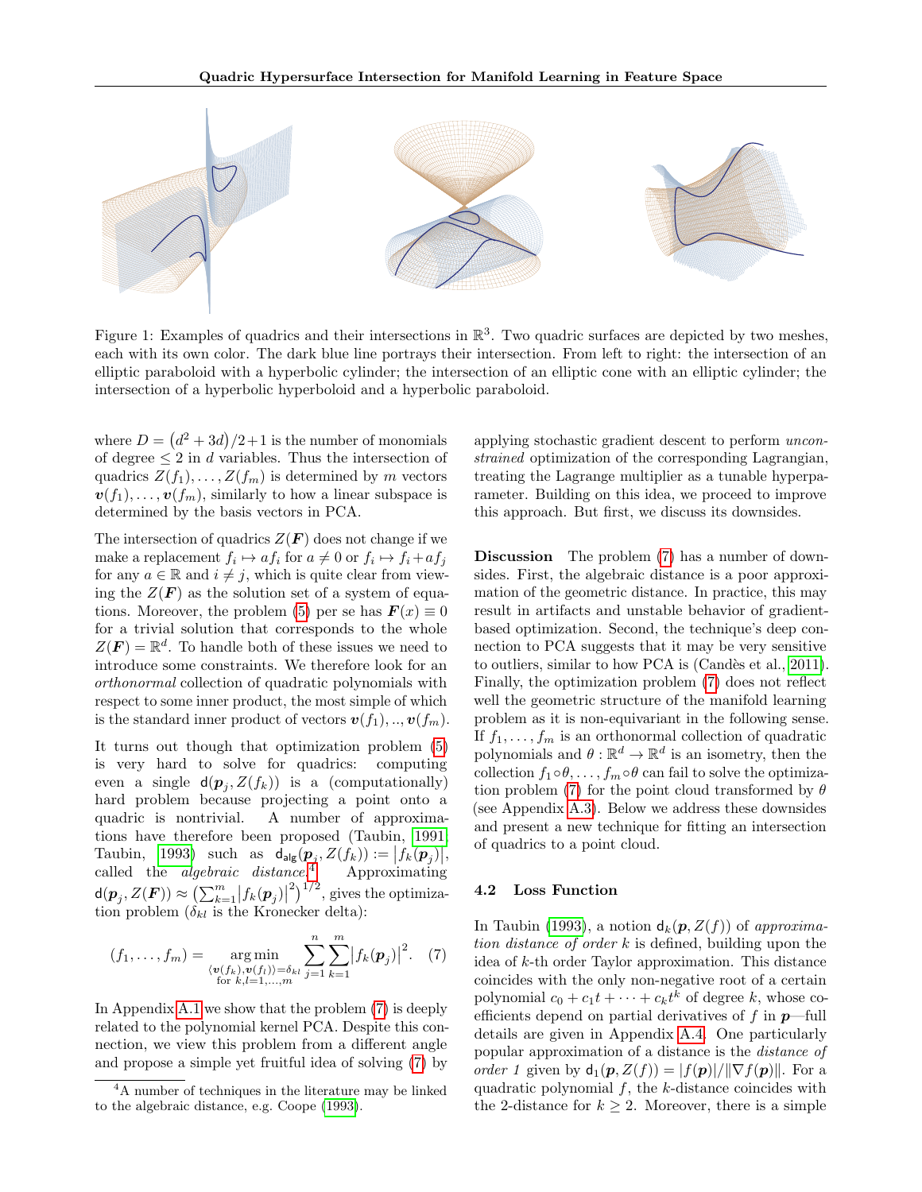Figure 1: Examples of quadrics and their intersections in $\mathbb{R}^3$. Two quadric surfaces are depicted by two meshes, each with its own color. The dark blue line portrays their intersection. From left to right: the intersection of an elliptic paraboloid with a hyperbolic cylinder; the intersection of an elliptic cone with an elliptic cylinder; the intersection of a hyperbolic hyperboloid and a hyperbolic paraboloid.

where $D = (d^2 + 3d)/2 + 1$ is the number of monomials of degree $\leq 2$ in $d$ variables. Thus the intersection of quadrics $Z(f_1), \dots, Z(f_m)$ is determined by $m$ vectors $\boldsymbol{v}(f_1), \dots, \boldsymbol{v}(f_m)$, similarly to how a linear subspace is determined by the basis vectors in PCA.

The intersection of quadrics $Z(\boldsymbol{F})$ does not change if we make a replacement $f_i \mapsto a f_i$ for $a \neq 0$ or $f_i \mapsto f_i + a f_j$ for any $a \in \mathbb{R}$ and $i \neq j$, which is quite clear from viewing the $Z(\boldsymbol{F})$ as the solution set of a system of equations. Moreover, the problem (5) per se has $\boldsymbol{F}(x) \equiv 0$ for a trivial solution that corresponds to the whole $Z(\boldsymbol{F}) = \mathbb{R}^d$. To handle both of these issues we need to introduce some constraints. We therefore look for an *orthonormal* collection of quadratic polynomials with respect to some inner product, the most simple of which is the standard inner product of vectors $\boldsymbol{v}(f_1), .., \boldsymbol{v}(f_m)$.

It turns out though that optimization problem (5) is very hard to solve for quadrics: computing even a single $\mathsf{d}(\boldsymbol{p}_j, Z(f_k))$ is a (computationally) hard problem because projecting a point onto a quadric is nontrivial. A number of approximations have therefore been proposed (Taubin, 1991; Taubin, 1993) such as $\mathsf{d}_{\mathsf{alg}}(\boldsymbol{p}_j, Z(f_k)) := |f_k(\boldsymbol{p}_j)|$, called the *algebraic distance*.[4] Approximating $\mathsf{d}(\boldsymbol{p}_j, Z(\boldsymbol{F})) \approx \left(\sum_{k=1}^m |f_k(\boldsymbol{p}_j)|^2\right)^{1/2}$, gives the optimization problem ($\delta_{kl}$ is the Kronecker delta):

$$(f_1, \dots, f_m) = \underset{\substack{\langle \boldsymbol{v}(f_k), \boldsymbol{v}(f_l) \rangle = \delta_{kl} \\ \text{for } k,l=1,\dots,m}}{\arg\min} \sum_{j=1}^n \sum_{k=1}^m |f_k(\boldsymbol{p}_j)|^2. \quad (7)$$

In Appendix A.1 we show that the problem (7) is deeply related to the polynomial kernel PCA. Despite this connection, we view this problem from a different angle and propose a simple yet fruitful idea of solving (7) by applying stochastic gradient descent to perform *unconstrained* optimization of the corresponding Lagrangian, treating the Lagrange multiplier as a tunable hyperparameter. Building on this idea, we proceed to improve this approach. But first, we discuss its downsides.

**Discussion** The problem (7) has a number of downsides. First, the algebraic distance is a poor approximation of the geometric distance. In practice, this may result in artifacts and unstable behavior of gradient-based optimization. Second, the technique's deep connection to PCA suggests that it may be very sensitive to outliers, similar to how PCA is (Candès et al., 2011). Finally, the optimization problem (7) does not reflect well the geometric structure of the manifold learning problem as it is non-equivariant in the following sense. If $f_1, \dots, f_m$ is an orthonormal collection of quadratic polynomials and $\theta : \mathbb{R}^d \to \mathbb{R}^d$ is an isometry, then the collection $f_1 \circ \theta, \dots, f_m \circ \theta$ can fail to solve the optimization problem (7) for the point cloud transformed by $\theta$ (see Appendix A.3). Below we address these downsides and present a new technique for fitting an intersection of quadrics to a point cloud.

### 4.2 Loss Function

In Taubin (1993), a notion $\mathsf{d}_k(\boldsymbol{p}, Z(f))$ of *approximation distance of order k* is defined, building upon the idea of $k$-th order Taylor approximation. This distance coincides with the only non-negative root of a certain polynomial $c_0 + c_1 t + \dots + c_k t^k$ of degree $k$, whose coefficients depend on partial derivatives of $f$ in $\boldsymbol{p}$—full details are given in Appendix A.4. One particularly popular approximation of a distance is the *distance of order 1* given by $\mathsf{d}_1(\boldsymbol{p}, Z(f)) = |f(\boldsymbol{p})| / \|\nabla f(\boldsymbol{p})\|$. For a quadratic polynomial $f$, the $k$-distance coincides with the 2-distance for $k \geq 2$. Moreover, there is a simple

[4] A number of techniques in the literature may be linked to the algebraic distance, e.g. Coope (1993).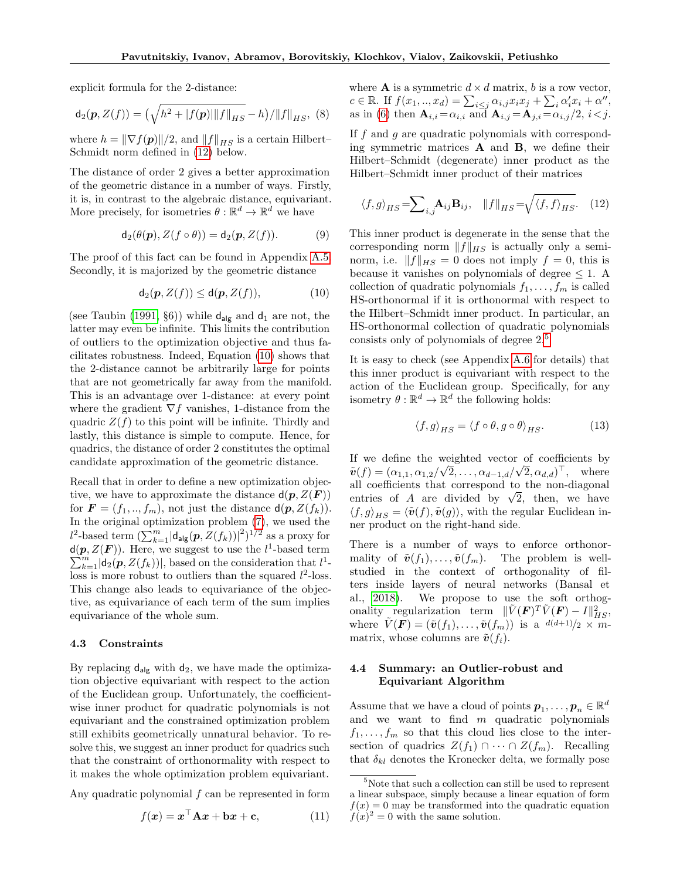explicit formula for the 2-distance:

$$\mathsf{d}_2(\boldsymbol{p}, Z(f)) = \left(\sqrt{h^2 + |f(\boldsymbol{p})| \|f\|_{HS}} - h\right) / \|f\|_{HS}, \quad (8)$$

where $h = \|\nabla f(\boldsymbol{p})\|/2$, and $\|f\|_{HS}$ is a certain Hilbert–Schmidt norm defined in (12) below.

The distance of order 2 gives a better approximation of the geometric distance in a number of ways. Firstly, it is, in contrast to the algebraic distance, equivariant. More precisely, for isometries $\theta : \mathbb{R}^d \to \mathbb{R}^d$ we have

$$\mathsf{d}_2(\theta(\boldsymbol{p}), Z(f \circ \theta)) = \mathsf{d}_2(\boldsymbol{p}, Z(f)). \quad (9)$$

The proof of this fact can be found in Appendix A.5. Secondly, it is majorized by the geometric distance

$$\mathsf{d}_2(\boldsymbol{p}, Z(f)) \leq \mathsf{d}(\boldsymbol{p}, Z(f)), \quad (10)$$

(see Taubin (1991, §6)) while $\mathsf{d}_{\mathsf{alg}}$ and $\mathsf{d}_1$ are not, the latter may even be infinite. This limits the contribution of outliers to the optimization objective and thus facilitates robustness. Indeed, Equation (10) shows that the 2-distance cannot be arbitrarily large for points that are not geometrically far away from the manifold. This is an advantage over 1-distance: at every point where the gradient $\nabla f$ vanishes, 1-distance from the quadric $Z(f)$ to this point will be infinite. Thirdly and lastly, this distance is simple to compute. Hence, for quadrics, the distance of order 2 constitutes the optimal candidate approximation of the geometric distance.

Recall that in order to define a new optimization objective, we have to approximate the distance $\mathsf{d}(\boldsymbol{p}, Z(\boldsymbol{F}))$ for $\boldsymbol{F} = (f_1, .., f_m)$, not just the distance $\mathsf{d}(\boldsymbol{p}, Z(f_k))$. In the original optimization problem (7), we used the $l^2$-based term $(\sum_{k=1}^m |\mathsf{d}_{\mathsf{alg}}(\boldsymbol{p}, Z(f_k))|^2)^{1/2}$ as a proxy for $\mathsf{d}(\boldsymbol{p}, Z(\boldsymbol{F}))$. Here, we suggest to use the $l^1$-based term $\sum_{k=1}^m |\mathsf{d}_2(\boldsymbol{p}, Z(f_k))|$, based on the consideration that $l^1$-loss is more robust to outliers than the squared $l^2$-loss. This change also leads to equivariance of the objective, as equivariance of each term of the sum implies equivariance of the whole sum.

### 4.3 Constraints

By replacing $\mathsf{d}_{\mathsf{alg}}$ with $\mathsf{d}_2$, we have made the optimization objective equivariant with respect to the action of the Euclidean group. Unfortunately, the coefficient-wise inner product for quadratic polynomials is not equivariant and the constrained optimization problem still exhibits geometrically unnatural behavior. To resolve this, we suggest an inner product for quadrics such that the constraint of orthonormality with respect to it makes the whole optimization problem equivariant.

Any quadratic polynomial $f$ can be represented in form

$$f(\boldsymbol{x}) = \boldsymbol{x}^\top \mathbf{A} \boldsymbol{x} + \mathbf{b}\boldsymbol{x} + \mathbf{c}, \quad (11)$$

where $\mathbf{A}$ is a symmetric $d \times d$ matrix, $b$ is a row vector, $c \in \mathbb{R}$. If $f(x_1, .., x_d) = \sum_{i \leq j} \alpha_{i,j} x_i x_j + \sum_i \alpha'_i x_i + \alpha''$, as in (6) then $\mathbf{A}_{i,i} = \alpha_{i,i}$ and $\mathbf{A}_{i,j} = \mathbf{A}_{j,i} = \alpha_{i,j}/2$, $i < j$.

If $f$ and $g$ are quadratic polynomials with corresponding symmetric matrices $\mathbf{A}$ and $\mathbf{B}$, we define their Hilbert–Schmidt (degenerate) inner product as the Hilbert–Schmidt inner product of their matrices

$$\langle f, g \rangle_{HS} = \sum_{i,j} \mathbf{A}_{ij} \mathbf{B}_{ij}, \quad \|f\|_{HS} = \sqrt{\langle f, f \rangle_{HS}}. \quad (12)$$

This inner product is degenerate in the sense that the corresponding norm $\|f\|_{HS}$ is actually only a seminorm, i.e. $\|f\|_{HS} = 0$ does not imply $f = 0$, this is because it vanishes on polynomials of degree $\leq 1$. A collection of quadratic polynomials $f_1, \ldots, f_m$ is called HS-orthonormal if it is orthonormal with respect to the Hilbert–Schmidt inner product. In particular, an HS-orthonormal collection of quadratic polynomials consists only of polynomials of degree 2.[5]

It is easy to check (see Appendix A.6 for details) that this inner product is equivariant with respect to the action of the Euclidean group. Specifically, for any isometry $\theta : \mathbb{R}^d \to \mathbb{R}^d$ the following holds:

$$\langle f, g \rangle_{HS} = \langle f \circ \theta, g \circ \theta \rangle_{HS}. \quad (13)$$

If we define the weighted vector of coefficients by $\tilde{\boldsymbol{v}}(f) = (\alpha_{1,1}, \alpha_{1,2}/\sqrt{2}, \ldots, \alpha_{d-1,d}/\sqrt{2}, \alpha_{d,d})^\top$, where all coefficients that correspond to the non-diagonal entries of $A$ are divided by $\sqrt{2}$, then, we have $\langle f, g \rangle_{HS} = \langle \tilde{\boldsymbol{v}}(f), \tilde{\boldsymbol{v}}(g) \rangle$, with the regular Euclidean inner product on the right-hand side.

There is a number of ways to enforce orthonormality of $\tilde{\boldsymbol{v}}(f_1), \ldots, \tilde{\boldsymbol{v}}(f_m)$. The problem is well-studied in the context of orthogonality of filters inside layers of neural networks (Bansal et al., 2018). We propose to use the soft orthogonality regularization term $\|\tilde{V}(\boldsymbol{F})^T \tilde{V}(\boldsymbol{F}) - I\|_{HS}^2$, where $\tilde{V}(\boldsymbol{F}) = (\tilde{\boldsymbol{v}}(f_1), \ldots, \tilde{\boldsymbol{v}}(f_m))$ is a $d(d+1)/2 \times m$-matrix, whose columns are $\tilde{\boldsymbol{v}}(f_i)$.

### 4.4 Summary: an Outlier-robust and Equivariant Algorithm

Assume that we have a cloud of points $\boldsymbol{p}_1, \ldots, \boldsymbol{p}_n \in \mathbb{R}^d$ and we want to find $m$ quadratic polynomials $f_1, \ldots, f_m$ so that this cloud lies close to the intersection of quadrics $Z(f_1) \cap \cdots \cap Z(f_m)$. Recalling that $\delta_{kl}$ denotes the Kronecker delta, we formally pose

[5] Note that such a collection can still be used to represent a linear subspace, simply because a linear equation of form $f(x) = 0$ may be transformed into the quadratic equation $f(x)^2 = 0$ with the same solution.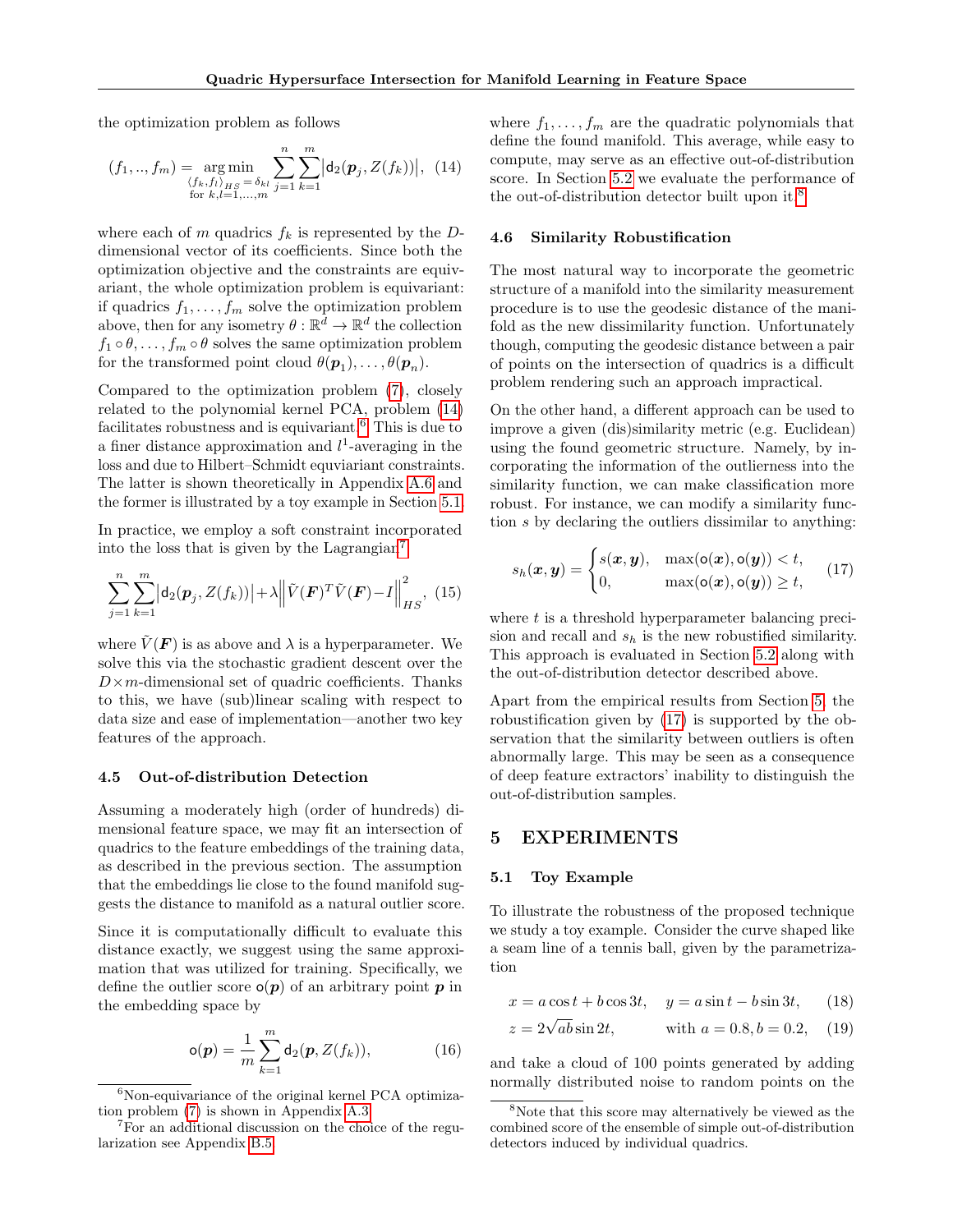the optimization problem as follows

$$(f_1, .., f_m) = \underset{\substack{\langle f_k, f_l \rangle_{HS} = \delta_{kl} \\ \text{for } k,l=1,...,m}}{\arg\min} \sum_{j=1}^{n} \sum_{k=1}^{m} \left| \mathsf{d}_2(\boldsymbol{p}_j, Z(f_k)) \right|, \quad (14)$$

where each of $m$ quadrics $f_k$ is represented by the $D$-dimensional vector of its coefficients. Since both the optimization objective and the constraints are equivariant, the whole optimization problem is equivariant: if quadrics $f_1, \ldots, f_m$ solve the optimization problem above, then for any isometry $\theta : \mathbb{R}^d \to \mathbb{R}^d$ the collection $f_1 \circ \theta, \ldots, f_m \circ \theta$ solves the same optimization problem for the transformed point cloud $\theta(\boldsymbol{p}_1), \ldots, \theta(\boldsymbol{p}_n)$.

Compared to the optimization problem (7), closely related to the polynomial kernel PCA, problem (14) facilitates robustness and is equivariant.[6] This is due to a finer distance approximation and $l^1$-averaging in the loss and due to Hilbert–Schmidt equiviariant constraints. The latter is shown theoretically in Appendix A.6 and the former is illustrated by a toy example in Section 5.1.

In practice, we employ a soft constraint incorporated into the loss that is given by the Lagrangian[7]

$$\sum_{j=1}^{n} \sum_{k=1}^{m} \left| \mathsf{d}_2(\boldsymbol{p}_j, Z(f_k)) \right| + \lambda \left\| \tilde{V}(\boldsymbol{F})^T \tilde{V}(\boldsymbol{F}) - I \right\|_{HS}^2, \quad (15)$$

where $\tilde{V}(\boldsymbol{F})$ is as above and $\lambda$ is a hyperparameter. We solve this via the stochastic gradient descent over the $D \times m$-dimensional set of quadric coefficients. Thanks to this, we have (sub)linear scaling with respect to data size and ease of implementation—another two key features of the approach.

### 4.5 Out-of-distribution Detection

Assuming a moderately high (order of hundreds) dimensional feature space, we may fit an intersection of quadrics to the feature embeddings of the training data, as described in the previous section. The assumption that the embeddings lie close to the found manifold suggests the distance to manifold as a natural outlier score.

Since it is computationally difficult to evaluate this distance exactly, we suggest using the same approximation that was utilized for training. Specifically, we define the outlier score $\mathsf{o}(\boldsymbol{p})$ of an arbitrary point $\boldsymbol{p}$ in the embedding space by

$$\mathsf{o}(\boldsymbol{p}) = \frac{1}{m} \sum_{k=1}^{m} \mathsf{d}_2(\boldsymbol{p}, Z(f_k)), \quad (16)$$

where $f_1, \ldots, f_m$ are the quadratic polynomials that define the found manifold. This average, while easy to compute, may serve as an effective out-of-distribution score. In Section 5.2 we evaluate the performance of the out-of-distribution detector built upon it.[8]

### 4.6 Similarity Robustification

The most natural way to incorporate the geometric structure of a manifold into the similarity measurement procedure is to use the geodesic distance of the manifold as the new dissimilarity function. Unfortunately though, computing the geodesic distance between a pair of points on the intersection of quadrics is a difficult problem rendering such an approach impractical.

On the other hand, a different approach can be used to improve a given (dis)similarity metric (e.g. Euclidean) using the found geometric structure. Namely, by incorporating the information of the outlierness into the similarity function, we can make classification more robust. For instance, we can modify a similarity function $s$ by declaring the outliers dissimilar to anything:

$$s_h(\boldsymbol{x}, \boldsymbol{y}) = \begin{cases} s(\boldsymbol{x}, \boldsymbol{y}), & \max(\mathsf{o}(\boldsymbol{x}), \mathsf{o}(\boldsymbol{y})) < t, \\ 0, & \max(\mathsf{o}(\boldsymbol{x}), \mathsf{o}(\boldsymbol{y})) \geq t, \end{cases} \quad (17)$$

where $t$ is a threshold hyperparameter balancing precision and recall and $s_h$ is the new robustified similarity. This approach is evaluated in Section 5.2 along with the out-of-distribution detector described above.

Apart from the empirical results from Section 5, the robustification given by (17) is supported by the observation that the similarity between outliers is often abnormally large. This may be seen as a consequence of deep feature extractors' inability to distinguish the out-of-distribution samples.

## 5 EXPERIMENTS

### 5.1 Toy Example

To illustrate the robustness of the proposed technique we study a toy example. Consider the curve shaped like a seam line of a tennis ball, given by the parametrization

$$x = a \cos t + b \cos 3t, \quad y = a \sin t - b \sin 3t, \quad (18)$$

$$z = 2\sqrt{ab} \sin 2t, \qquad \text{with } a = 0.8, b = 0.2, \quad (19)$$

and take a cloud of 100 points generated by adding normally distributed noise to random points on the

---

[6] Non-equivariance of the original kernel PCA optimization problem (7) is shown in Appendix A.3.

[7] For an additional discussion on the choice of the regularization see Appendix B.5.

[8] Note that this score may alternatively be viewed as the combined score of the ensemble of simple out-of-distribution detectors induced by individual quadrics.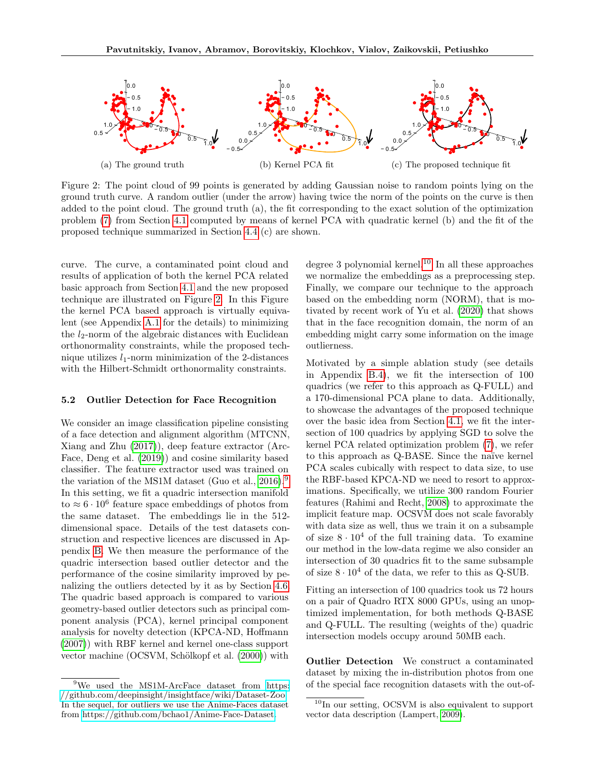(a) The ground truth

(b) Kernel PCA fit

(c) The proposed technique fit

Figure 2: The point cloud of 99 points is generated by adding Gaussian noise to random points lying on the ground truth curve. A random outlier (under the arrow) having twice the norm of the points on the curve is then added to the point cloud. The ground truth (a), the fit corresponding to the exact solution of the optimization problem (7) from Section 4.1 computed by means of kernel PCA with quadratic kernel (b) and the fit of the proposed technique summarized in Section 4.4 (c) are shown.

curve. The curve, a contaminated point cloud and results of application of both the kernel PCA related basic approach from Section 4.1 and the new proposed technique are illustrated on Figure 2. In this Figure the kernel PCA based approach is virtually equivalent (see Appendix A.1 for the details) to minimizing the $l_2$-norm of the algebraic distances with Euclidean orthonormality constraints, while the proposed technique utilizes $l_1$-norm minimization of the 2-distances with the Hilbert-Schmidt orthonormality constraints.

### 5.2 Outlier Detection for Face Recognition

We consider an image classification pipeline consisting of a face detection and alignment algorithm (MTCNN, Xiang and Zhu (2017)), deep feature extractor (ArcFace, Deng et al. (2019)) and cosine similarity based classifier. The feature extractor used was trained on the variation of the MS1M dataset (Guo et al., 2016).[9] In this setting, we fit a quadric intersection manifold to $\approx 6 \cdot 10^6$ feature space embeddings of photos from the same dataset. The embeddings lie in the 512-dimensional space. Details of the test datasets construction and respective licences are discussed in Appendix B. We then measure the performance of the quadric intersection based outlier detector and the performance of the cosine similarity improved by penalizing the outliers detected by it as by Section 4.6. The quadric based approach is compared to various geometry-based outlier detectors such as principal component analysis (PCA), kernel principal component analysis for novelty detection (KPCA-ND, Hoffmann (2007)) with RBF kernel and kernel one-class support vector machine (OCSVM, Schölkopf et al. (2000)) with degree 3 polynomial kernel.[10] In all these approaches we normalize the embeddings as a preprocessing step. Finally, we compare our technique to the approach based on the embedding norm (NORM), that is motivated by recent work of Yu et al. (2020) that shows that in the face recognition domain, the norm of an embedding might carry some information on the image outlierness.

Motivated by a simple ablation study (see details in Appendix B.4), we fit the intersection of 100 quadrics (we refer to this approach as Q-FULL) and a 170-dimensional PCA plane to data. Additionally, to showcase the advantages of the proposed technique over the basic idea from Section 4.1, we fit the intersection of 100 quadrics by applying SGD to solve the kernel PCA related optimization problem (7), we refer to this approach as Q-BASE. Since the naïve kernel PCA scales cubically with respect to data size, to use the RBF-based KPCA-ND we need to resort to approximations. Specifically, we utilize 300 random Fourier features (Rahimi and Recht, 2008) to approximate the implicit feature map. OCSVM does not scale favorably with data size as well, thus we train it on a subsample of size $8 \cdot 10^4$ of the full training data. To examine our method in the low-data regime we also consider an intersection of 30 quadrics fit to the same subsample of size $8 \cdot 10^4$ of the data, we refer to this as Q-SUB.

Fitting an intersection of 100 quadrics took us 72 hours on a pair of Quadro RTX 8000 GPUs, using an unoptimized implementation, for both methods Q-BASE and Q-FULL. The resulting (weights of the) quadric intersection models occupy around 50MB each.

**Outlier Detection** We construct a contaminated dataset by mixing the in-distribution photos from one of the special face recognition datasets with the out-of-

[9] We used the MS1M-ArcFace dataset from https://github.com/deepinsight/insightface/wiki/Dataset-Zoo. In the sequel, for outliers we use the Anime-Faces dataset from https://github.com/bchao1/Anime-Face-Dataset.

[10] In our setting, OCSVM is also equivalent to support vector data description (Lampert, 2009).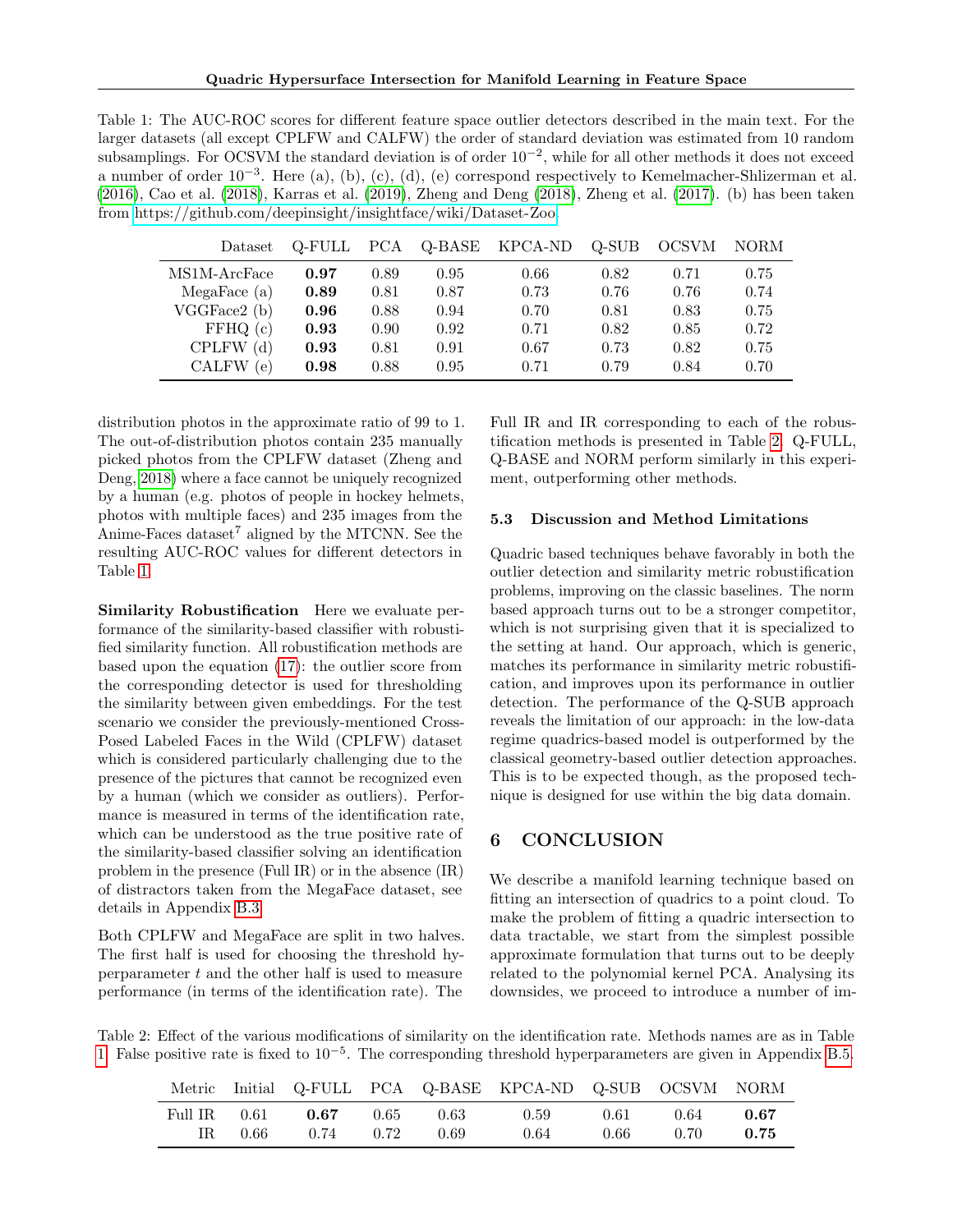Table 1: The AUC-ROC scores for different feature space outlier detectors described in the main text. For the larger datasets (all except CPLFW and CALFW) the order of standard deviation was estimated from 10 random subsamplings. For OCSVM the standard deviation is of order $10^{-2}$, while for all other methods it does not exceed a number of order $10^{-3}$. Here (a), (b), (c), (d), (e) correspond respectively to Kemelmacher-Shlizerman et al. (2016), Cao et al. (2018), Karras et al. (2019), Zheng and Deng (2018), Zheng et al. (2017). (b) has been taken from https://github.com/deepinsight/insightface/wiki/Dataset-Zoo.

| Dataset | Q-FULL | PCA | Q-BASE | KPCA-ND | Q-SUB | OCSVM | NORM |
|---|---|---|---|---|---|---|---|
| MS1M-ArcFace | **0.97** | 0.89 | 0.95 | 0.66 | 0.82 | 0.71 | 0.75 |
| MegaFace (a) | **0.89** | 0.81 | 0.87 | 0.73 | 0.76 | 0.76 | 0.74 |
| VGGFace2 (b) | **0.96** | 0.88 | 0.94 | 0.70 | 0.81 | 0.83 | 0.75 |
| FFHQ (c) | **0.93** | 0.90 | 0.92 | 0.71 | 0.82 | 0.85 | 0.72 |
| CPLFW (d) | **0.93** | 0.81 | 0.91 | 0.67 | 0.73 | 0.82 | 0.75 |
| CALFW (e) | **0.98** | 0.88 | 0.95 | 0.71 | 0.79 | 0.84 | 0.70 |

distribution photos in the approximate ratio of 99 to 1. The out-of-distribution photos contain 235 manually picked photos from the CPLFW dataset (Zheng and Deng, 2018) where a face cannot be uniquely recognized by a human (e.g. photos of people in hockey helmets, photos with multiple faces) and 235 images from the Anime-Faces dataset[7] aligned by the MTCNN. See the resulting AUC-ROC values for different detectors in Table 1.

**Similarity Robustification** Here we evaluate performance of the similarity-based classifier with robustified similarity function. All robustification methods are based upon the equation (17): the outlier score from the corresponding detector is used for thresholding the similarity between given embeddings. For the test scenario we consider the previously-mentioned Cross-Posed Labeled Faces in the Wild (CPLFW) dataset which is considered particularly challenging due to the presence of the pictures that cannot be recognized even by a human (which we consider as outliers). Performance is measured in terms of the identification rate, which can be understood as the true positive rate of the similarity-based classifier solving an identification problem in the presence (Full IR) or in the absence (IR) of distractors taken from the MegaFace dataset, see details in Appendix B.3.

Both CPLFW and MegaFace are split in two halves. The first half is used for choosing the threshold hyperparameter $t$ and the other half is used to measure performance (in terms of the identification rate). The Full IR and IR corresponding to each of the robustification methods is presented in Table 2. Q-FULL, Q-BASE and NORM perform similarly in this experiment, outperforming other methods.

### 5.3 Discussion and Method Limitations

Quadric based techniques behave favorably in both the outlier detection and similarity metric robustification problems, improving on the classic baselines. The norm based approach turns out to be a stronger competitor, which is not surprising given that it is specialized to the setting at hand. Our approach, which is generic, matches its performance in similarity metric robustification, and improves upon its performance in outlier detection. The performance of the Q-SUB approach reveals the limitation of our approach: in the low-data regime quadrics-based model is outperformed by the classical geometry-based outlier detection approaches. This is to be expected though, as the proposed technique is designed for use within the big data domain.

## 6 CONCLUSION

We describe a manifold learning technique based on fitting an intersection of quadrics to a point cloud. To make the problem of fitting a quadric intersection to data tractable, we start from the simplest possible approximate formulation that turns out to be deeply related to the polynomial kernel PCA. Analysing its downsides, we proceed to introduce a number of im-

Table 2: Effect of the various modifications of similarity on the identification rate. Methods names are as in Table 1. False positive rate is fixed to $10^{-5}$. The corresponding threshold hyperparameters are given in Appendix B.5.

| Metric | Initial | Q-FULL | PCA | Q-BASE | KPCA-ND | Q-SUB | OCSVM | NORM |
|---|---|---|---|---|---|---|---|---|
| Full IR | 0.61 | **0.67** | 0.65 | 0.63 | 0.59 | 0.61 | 0.64 | **0.67** |
| IR | 0.66 | 0.74 | 0.72 | 0.69 | 0.64 | 0.66 | 0.70 | **0.75** |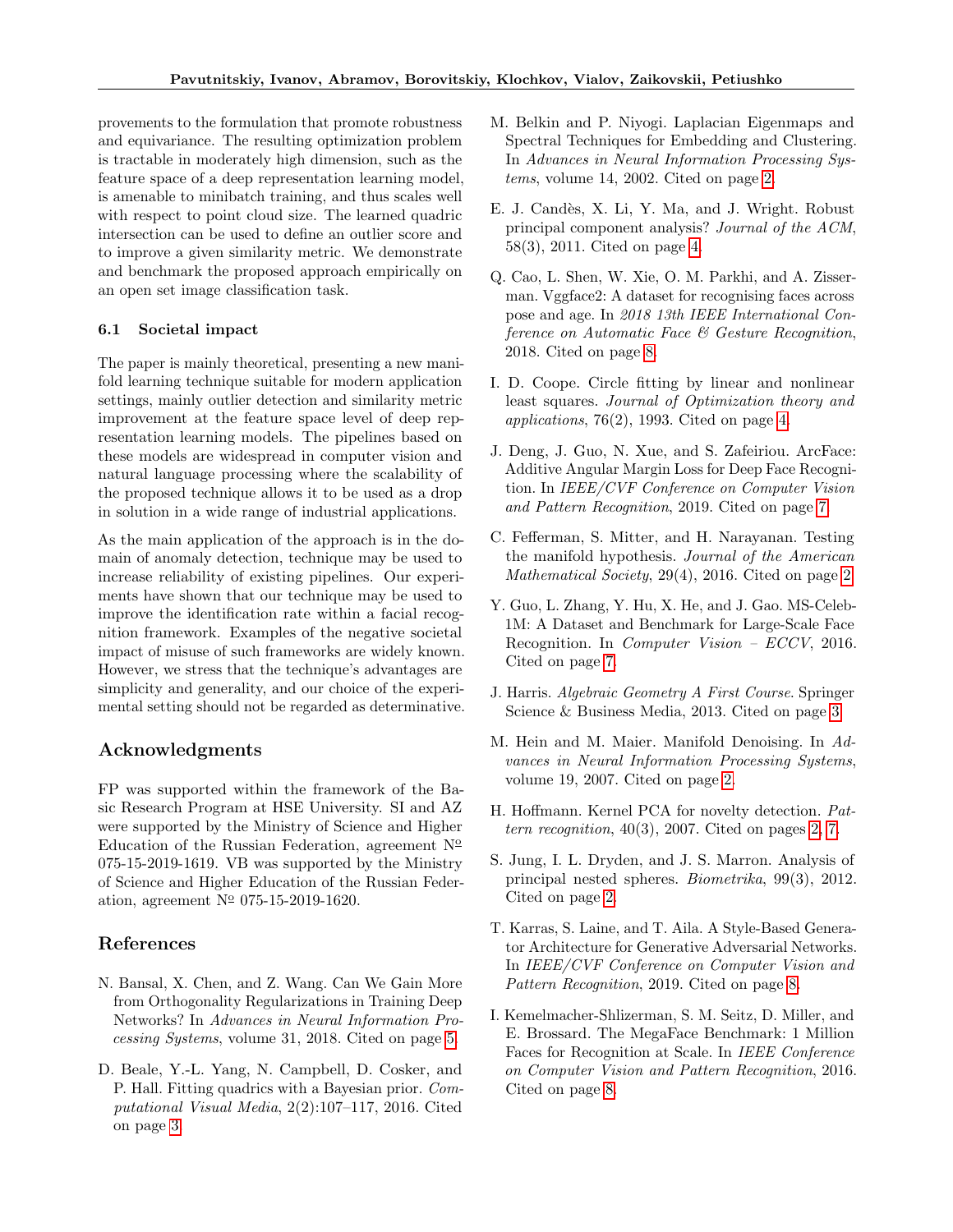provements to the formulation that promote robustness and equivariance. The resulting optimization problem is tractable in moderately high dimension, such as the feature space of a deep representation learning model, is amenable to minibatch training, and thus scales well with respect to point cloud size. The learned quadric intersection can be used to define an outlier score and to improve a given similarity metric. We demonstrate and benchmark the proposed approach empirically on an open set image classification task.

### 6.1 Societal impact

The paper is mainly theoretical, presenting a new manifold learning technique suitable for modern application settings, mainly outlier detection and similarity metric improvement at the feature space level of deep representation learning models. The pipelines based on these models are widespread in computer vision and natural language processing where the scalability of the proposed technique allows it to be used as a drop in solution in a wide range of industrial applications.

As the main application of the approach is in the domain of anomaly detection, technique may be used to increase reliability of existing pipelines. Our experiments have shown that our technique may be used to improve the identification rate within a facial recognition framework. Examples of the negative societal impact of misuse of such frameworks are widely known. However, we stress that the technique's advantages are simplicity and generality, and our choice of the experimental setting should not be regarded as determinative.

## Acknowledgments

FP was supported within the framework of the Basic Research Program at HSE University. SI and AZ were supported by the Ministry of Science and Higher Education of the Russian Federation, agreement № 075-15-2019-1619. VB was supported by the Ministry of Science and Higher Education of the Russian Federation, agreement № 075-15-2019-1620.

## References

N. Bansal, X. Chen, and Z. Wang. Can We Gain More from Orthogonality Regularizations in Training Deep Networks? In *Advances in Neural Information Processing Systems*, volume 31, 2018. Cited on page 5.

D. Beale, Y.-L. Yang, N. Campbell, D. Cosker, and P. Hall. Fitting quadrics with a Bayesian prior. *Computational Visual Media*, 2(2):107–117, 2016. Cited on page 3.

M. Belkin and P. Niyogi. Laplacian Eigenmaps and Spectral Techniques for Embedding and Clustering. In *Advances in Neural Information Processing Systems*, volume 14, 2002. Cited on page 2.

E. J. Candès, X. Li, Y. Ma, and J. Wright. Robust principal component analysis? *Journal of the ACM*, 58(3), 2011. Cited on page 4.

Q. Cao, L. Shen, W. Xie, O. M. Parkhi, and A. Zisserman. Vggface2: A dataset for recognising faces across pose and age. In *2018 13th IEEE International Conference on Automatic Face & Gesture Recognition*, 2018. Cited on page 8.

I. D. Coope. Circle fitting by linear and nonlinear least squares. *Journal of Optimization theory and applications*, 76(2), 1993. Cited on page 4.

J. Deng, J. Guo, N. Xue, and S. Zafeiriou. ArcFace: Additive Angular Margin Loss for Deep Face Recognition. In *IEEE/CVF Conference on Computer Vision and Pattern Recognition*, 2019. Cited on page 7.

C. Fefferman, S. Mitter, and H. Narayanan. Testing the manifold hypothesis. *Journal of the American Mathematical Society*, 29(4), 2016. Cited on page 2.

Y. Guo, L. Zhang, Y. Hu, X. He, and J. Gao. MS-Celeb-1M: A Dataset and Benchmark for Large-Scale Face Recognition. In *Computer Vision – ECCV*, 2016. Cited on page 7.

J. Harris. *Algebraic Geometry A First Course*. Springer Science & Business Media, 2013. Cited on page 3.

M. Hein and M. Maier. Manifold Denoising. In *Advances in Neural Information Processing Systems*, volume 19, 2007. Cited on page 2.

H. Hoffmann. Kernel PCA for novelty detection. *Pattern recognition*, 40(3), 2007. Cited on pages 2, 7.

S. Jung, I. L. Dryden, and J. S. Marron. Analysis of principal nested spheres. *Biometrika*, 99(3), 2012. Cited on page 2.

T. Karras, S. Laine, and T. Aila. A Style-Based Generator Architecture for Generative Adversarial Networks. In *IEEE/CVF Conference on Computer Vision and Pattern Recognition*, 2019. Cited on page 8.

I. Kemelmacher-Shlizerman, S. M. Seitz, D. Miller, and E. Brossard. The MegaFace Benchmark: 1 Million Faces for Recognition at Scale. In *IEEE Conference on Computer Vision and Pattern Recognition*, 2016. Cited on page 8.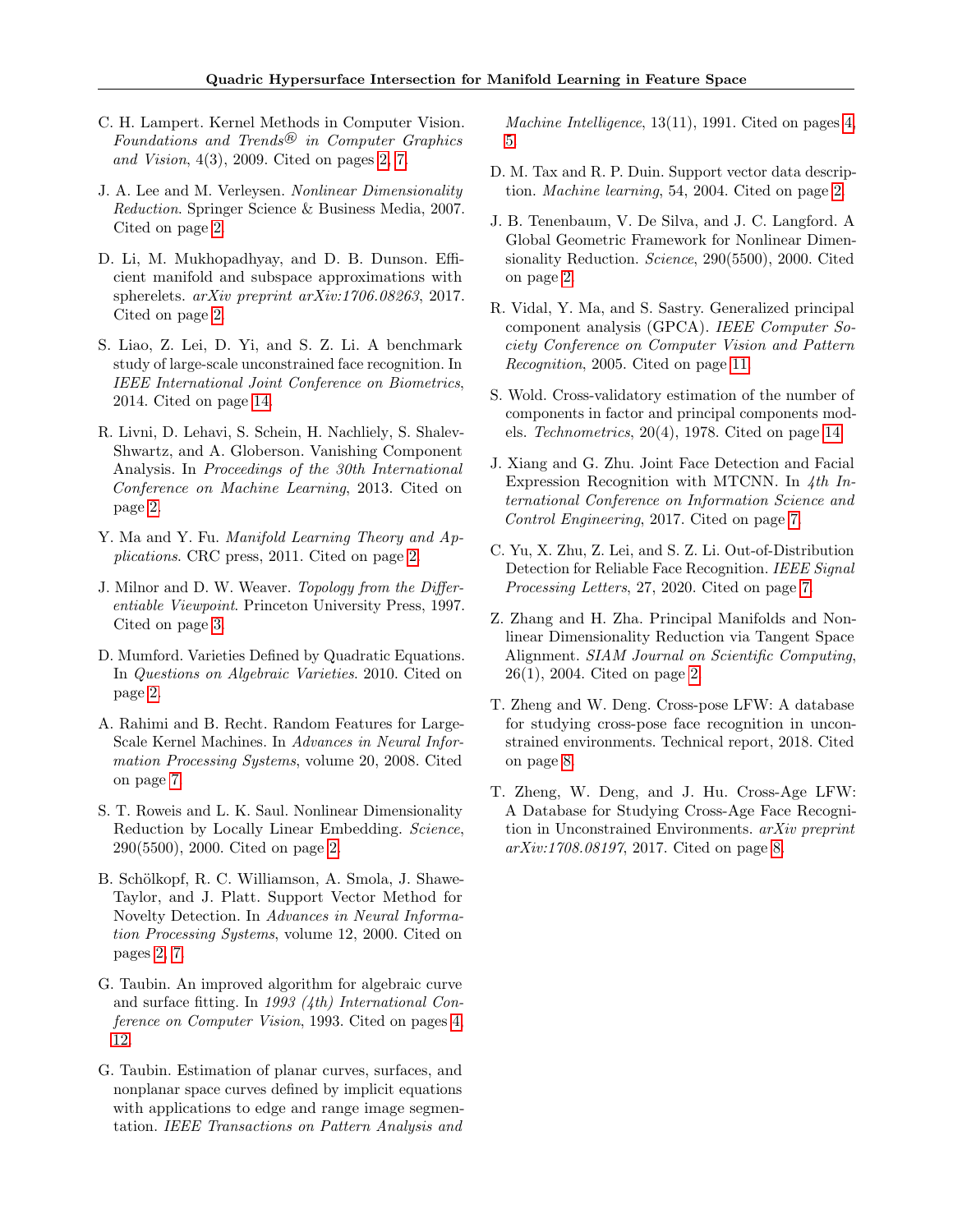C. H. Lampert. Kernel Methods in Computer Vision. *Foundations and Trends® in Computer Graphics and Vision*, 4(3), 2009. Cited on pages 2, 7.

J. A. Lee and M. Verleysen. *Nonlinear Dimensionality Reduction*. Springer Science & Business Media, 2007. Cited on page 2.

D. Li, M. Mukhopadhyay, and D. B. Dunson. Efficient manifold and subspace approximations with spherelets. *arXiv preprint arXiv:1706.08263*, 2017. Cited on page 2.

S. Liao, Z. Lei, D. Yi, and S. Z. Li. A benchmark study of large-scale unconstrained face recognition. In *IEEE International Joint Conference on Biometrics*, 2014. Cited on page 14.

R. Livni, D. Lehavi, S. Schein, H. Nachliely, S. Shalev-Shwartz, and A. Globerson. Vanishing Component Analysis. In *Proceedings of the 30th International Conference on Machine Learning*, 2013. Cited on page 2.

Y. Ma and Y. Fu. *Manifold Learning Theory and Applications*. CRC press, 2011. Cited on page 2.

J. Milnor and D. W. Weaver. *Topology from the Differentiable Viewpoint*. Princeton University Press, 1997. Cited on page 3.

D. Mumford. Varieties Defined by Quadratic Equations. In *Questions on Algebraic Varieties*. 2010. Cited on page 2.

A. Rahimi and B. Recht. Random Features for Large-Scale Kernel Machines. In *Advances in Neural Information Processing Systems*, volume 20, 2008. Cited on page 7.

S. T. Roweis and L. K. Saul. Nonlinear Dimensionality Reduction by Locally Linear Embedding. *Science*, 290(5500), 2000. Cited on page 2.

B. Schölkopf, R. C. Williamson, A. Smola, J. Shawe-Taylor, and J. Platt. Support Vector Method for Novelty Detection. In *Advances in Neural Information Processing Systems*, volume 12, 2000. Cited on pages 2, 7.

G. Taubin. An improved algorithm for algebraic curve and surface fitting. In *1993 (4th) International Conference on Computer Vision*, 1993. Cited on pages 4, 12.

G. Taubin. Estimation of planar curves, surfaces, and nonplanar space curves defined by implicit equations with applications to edge and range image segmentation. *IEEE Transactions on Pattern Analysis and Machine Intelligence*, 13(11), 1991. Cited on pages 4, 5.

D. M. Tax and R. P. Duin. Support vector data description. *Machine learning*, 54, 2004. Cited on page 2.

J. B. Tenenbaum, V. De Silva, and J. C. Langford. A Global Geometric Framework for Nonlinear Dimensionality Reduction. *Science*, 290(5500), 2000. Cited on page 2.

R. Vidal, Y. Ma, and S. Sastry. Generalized principal component analysis (GPCA). *IEEE Computer Society Conference on Computer Vision and Pattern Recognition*, 2005. Cited on page 11.

S. Wold. Cross-validatory estimation of the number of components in factor and principal components models. *Technometrics*, 20(4), 1978. Cited on page 14.

J. Xiang and G. Zhu. Joint Face Detection and Facial Expression Recognition with MTCNN. In *4th International Conference on Information Science and Control Engineering*, 2017. Cited on page 7.

C. Yu, X. Zhu, Z. Lei, and S. Z. Li. Out-of-Distribution Detection for Reliable Face Recognition. *IEEE Signal Processing Letters*, 27, 2020. Cited on page 7.

Z. Zhang and H. Zha. Principal Manifolds and Nonlinear Dimensionality Reduction via Tangent Space Alignment. *SIAM Journal on Scientific Computing*, 26(1), 2004. Cited on page 2.

T. Zheng and W. Deng. Cross-pose LFW: A database for studying cross-pose face recognition in unconstrained environments. Technical report, 2018. Cited on page 8.

T. Zheng, W. Deng, and J. Hu. Cross-Age LFW: A Database for Studying Cross-Age Face Recognition in Unconstrained Environments. *arXiv preprint arXiv:1708.08197*, 2017. Cited on page 8.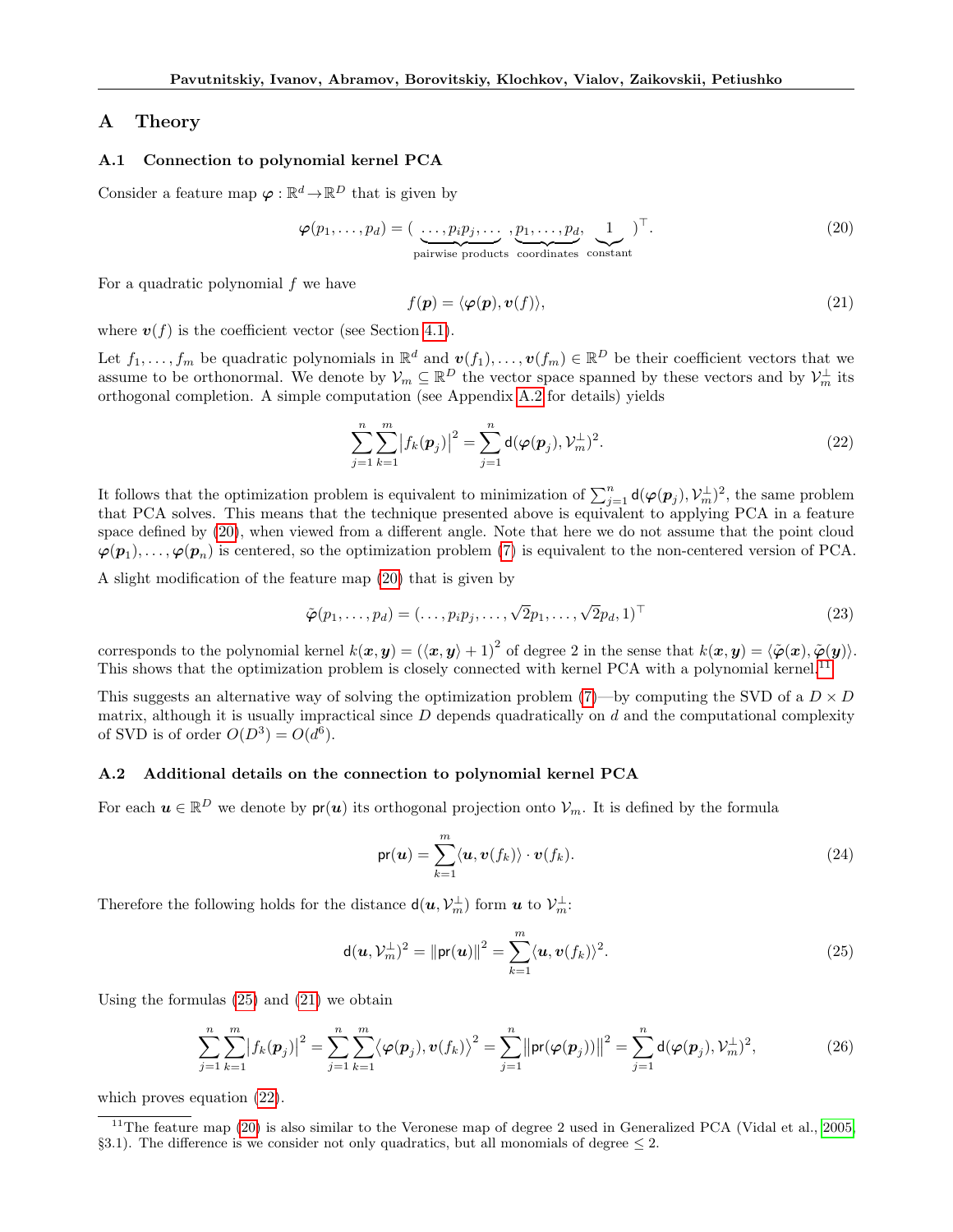# A Theory

## A.1 Connection to polynomial kernel PCA

Consider a feature map $\boldsymbol{\varphi}: \mathbb{R}^d \to \mathbb{R}^D$ that is given by

$$\boldsymbol{\varphi}(p_1, \ldots, p_d) = (\underbrace{\ldots, p_i p_j, \ldots}_{\text{pairwise products}}, \underbrace{p_1, \ldots, p_d}_{\text{coordinates}}, \underbrace{1}_{\text{constant}})^\top. \tag{20}$$

For a quadratic polynomial $f$ we have

$$f(\boldsymbol{p}) = \langle \boldsymbol{\varphi}(\boldsymbol{p}), \boldsymbol{v}(f) \rangle, \tag{21}$$

where $\boldsymbol{v}(f)$ is the coefficient vector (see Section 4.1).

Let $f_1, \ldots, f_m$ be quadratic polynomials in $\mathbb{R}^d$ and $\boldsymbol{v}(f_1), \ldots, \boldsymbol{v}(f_m) \in \mathbb{R}^D$ be their coefficient vectors that we assume to be orthonormal. We denote by $\mathcal{V}_m \subseteq \mathbb{R}^D$ the vector space spanned by these vectors and by $\mathcal{V}_m^\perp$ its orthogonal completion. A simple computation (see Appendix A.2 for details) yields

$$\sum_{j=1}^{n} \sum_{k=1}^{m} \left| f_k(\boldsymbol{p}_j) \right|^2 = \sum_{j=1}^{n} \mathsf{d}(\boldsymbol{\varphi}(\boldsymbol{p}_j), \mathcal{V}_m^\perp)^2. \tag{22}$$

It follows that the optimization problem is equivalent to minimization of $\sum_{j=1}^{n} \mathsf{d}(\boldsymbol{\varphi}(\boldsymbol{p}_j), \mathcal{V}_m^\perp)^2$, the same problem that PCA solves. This means that the technique presented above is equivalent to applying PCA in a feature space defined by (20), when viewed from a different angle. Note that here we do not assume that the point cloud $\boldsymbol{\varphi}(\boldsymbol{p}_1), \ldots, \boldsymbol{\varphi}(\boldsymbol{p}_n)$ is centered, so the optimization problem (7) is equivalent to the non-centered version of PCA.

A slight modification of the feature map (20) that is given by

$$\tilde{\boldsymbol{\varphi}}(p_1, \ldots, p_d) = (\ldots, p_i p_j, \ldots, \sqrt{2} p_1, \ldots, \sqrt{2} p_d, 1)^\top \tag{23}$$

corresponds to the polynomial kernel $k(\boldsymbol{x}, \boldsymbol{y}) = (\langle \boldsymbol{x}, \boldsymbol{y} \rangle + 1)^2$ of degree 2 in the sense that $k(\boldsymbol{x}, \boldsymbol{y}) = \langle \tilde{\boldsymbol{\varphi}}(\boldsymbol{x}), \tilde{\boldsymbol{\varphi}}(\boldsymbol{y}) \rangle$. This shows that the optimization problem is closely connected with kernel PCA with a polynomial kernel.[11]

This suggests an alternative way of solving the optimization problem (7)—by computing the SVD of a $D \times D$ matrix, although it is usually impractical since $D$ depends quadratically on $d$ and the computational complexity of SVD is of order $O(D^3) = O(d^6)$.

## A.2 Additional details on the connection to polynomial kernel PCA

For each $\boldsymbol{u} \in \mathbb{R}^D$ we denote by $\mathsf{pr}(\boldsymbol{u})$ its orthogonal projection onto $\mathcal{V}_m$. It is defined by the formula

$$\mathsf{pr}(\boldsymbol{u}) = \sum_{k=1}^{m} \langle \boldsymbol{u}, \boldsymbol{v}(f_k) \rangle \cdot \boldsymbol{v}(f_k). \tag{24}$$

Therefore the following holds for the distance $\mathsf{d}(\boldsymbol{u}, \mathcal{V}_m^\perp)$ form $\boldsymbol{u}$ to $\mathcal{V}_m^\perp$:

$$\mathsf{d}(\boldsymbol{u}, \mathcal{V}_m^\perp)^2 = \left\| \mathsf{pr}(\boldsymbol{u}) \right\|^2 = \sum_{k=1}^{m} \langle \boldsymbol{u}, \boldsymbol{v}(f_k) \rangle^2. \tag{25}$$

Using the formulas (25) and (21) we obtain

$$\sum_{j=1}^{n} \sum_{k=1}^{m} \left| f_k(\boldsymbol{p}_j) \right|^2 = \sum_{j=1}^{n} \sum_{k=1}^{m} \left\langle \boldsymbol{\varphi}(\boldsymbol{p}_j), \boldsymbol{v}(f_k) \right\rangle^2 = \sum_{j=1}^{n} \left\| \mathsf{pr}(\boldsymbol{\varphi}(\boldsymbol{p}_j)) \right\|^2 = \sum_{j=1}^{n} \mathsf{d}(\boldsymbol{\varphi}(\boldsymbol{p}_j), \mathcal{V}_m^\perp)^2, \tag{26}$$

which proves equation (22).

[11] The feature map (20) is also similar to the Veronese map of degree 2 used in Generalized PCA (Vidal et al., 2005, §3.1). The difference is we consider not only quadratics, but all monomials of degree $\leq 2$.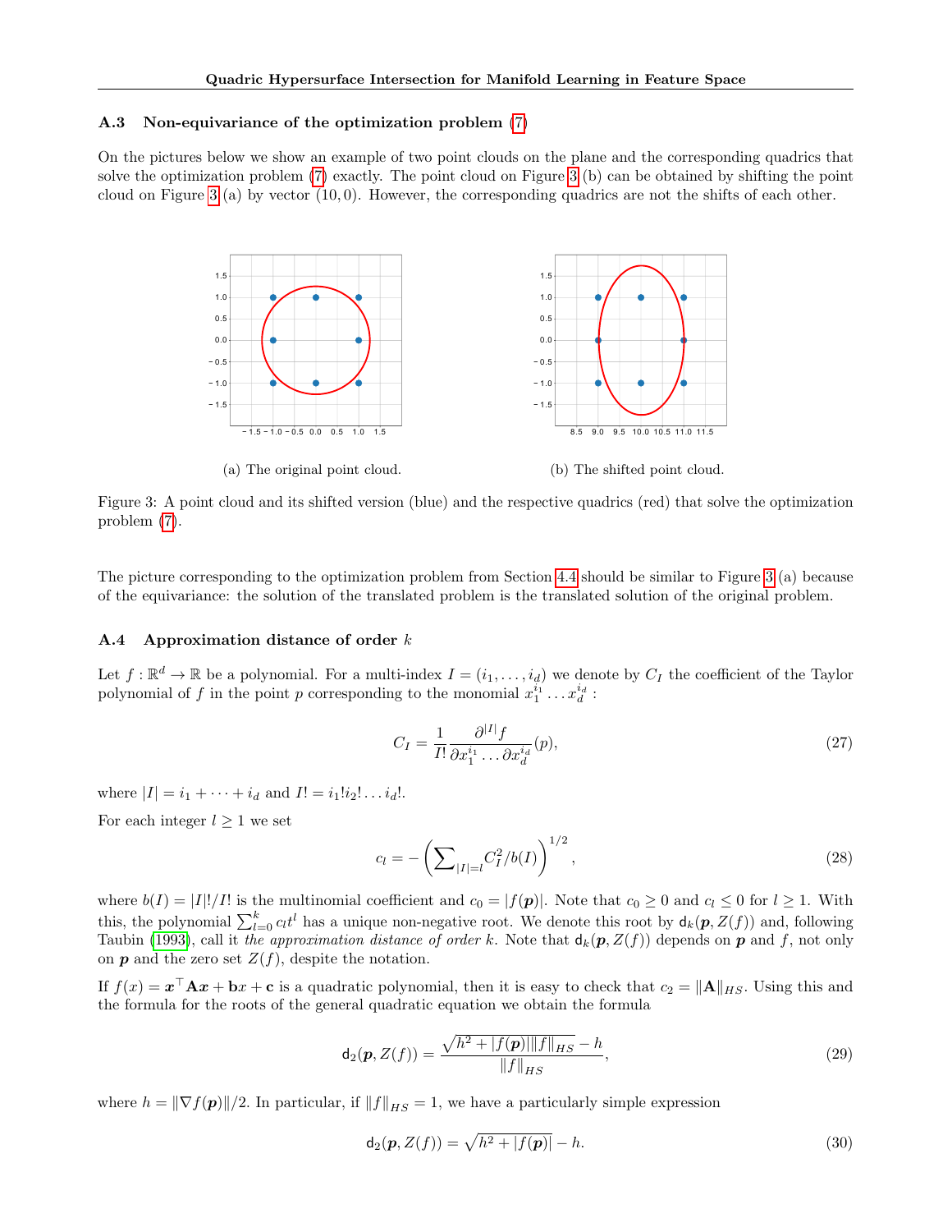### A.3 Non-equivariance of the optimization problem (7)

On the pictures below we show an example of two point clouds on the plane and the corresponding quadrics that solve the optimization problem (7) exactly. The point cloud on Figure 3 (b) can be obtained by shifting the point cloud on Figure 3 (a) by vector $(10, 0)$. However, the corresponding quadrics are not the shifts of each other.

(a) The original point cloud.

(b) The shifted point cloud.

Figure 3: A point cloud and its shifted version (blue) and the respective quadrics (red) that solve the optimization problem (7).

The picture corresponding to the optimization problem from Section 4.4 should be similar to Figure 3 (a) because of the equivariance: the solution of the translated problem is the translated solution of the original problem.

### A.4 Approximation distance of order $k$

Let $f : \mathbb{R}^d \to \mathbb{R}$ be a polynomial. For a multi-index $I = (i_1, \ldots, i_d)$ we denote by $C_I$ the coefficient of the Taylor polynomial of $f$ in the point $p$ corresponding to the monomial $x_1^{i_1} \ldots x_d^{i_d}$ :

$$C_I = \frac{1}{I!} \frac{\partial^{|I|} f}{\partial x_1^{i_1} \ldots \partial x_d^{i_d}}(p), \tag{27}$$

where $|I| = i_1 + \cdots + i_d$ and $I! = i_1! i_2! \ldots i_d!$.

For each integer $l \geq 1$ we set

$$c_l = -\left(\sum\nolimits_{|I|=l} C_I^2 / b(I)\right)^{1/2}, \tag{28}$$

where $b(I) = |I|!/I!$ is the multinomial coefficient and $c_0 = |f(\boldsymbol{p})|$. Note that $c_0 \geq 0$ and $c_l \leq 0$ for $l \geq 1$. With this, the polynomial $\sum_{l=0}^{k} c_l t^l$ has a unique non-negative root. We denote this root by $\mathsf{d}_k(\boldsymbol{p}, Z(f))$ and, following Taubin (1993), call it *the approximation distance of order* $k$. Note that $\mathsf{d}_k(\boldsymbol{p}, Z(f))$ depends on $\boldsymbol{p}$ and $f$, not only on $\boldsymbol{p}$ and the zero set $Z(f)$, despite the notation.

If $f(x) = \boldsymbol{x}^\top \mathbf{A} \boldsymbol{x} + \mathbf{b} x + \mathbf{c}$ is a quadratic polynomial, then it is easy to check that $c_2 = \|\mathbf{A}\|_{HS}$. Using this and the formula for the roots of the general quadratic equation we obtain the formula

$$\mathsf{d}_2(\boldsymbol{p}, Z(f)) = \frac{\sqrt{h^2 + |f(\boldsymbol{p})| \|f\|_{HS}} - h}{\|f\|_{HS}}, \tag{29}$$

where $h = \|\nabla f(\boldsymbol{p})\|/2$. In particular, if $\|f\|_{HS} = 1$, we have a particularly simple expression

$$\mathsf{d}_2(\boldsymbol{p}, Z(f)) = \sqrt{h^2 + |f(\boldsymbol{p})|} - h. \tag{30}$$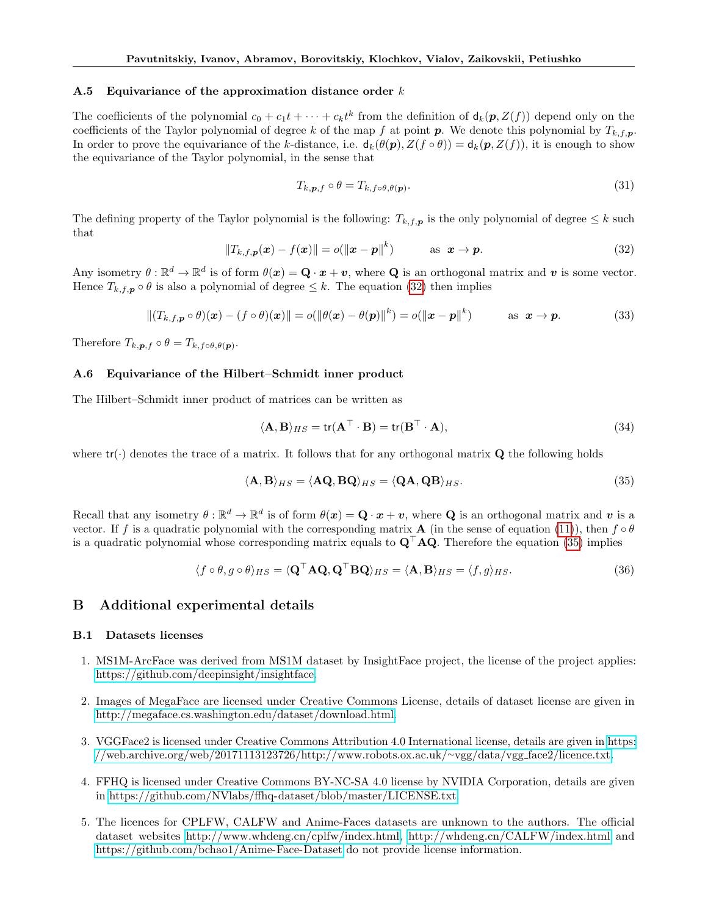### A.5 Equivariance of the approximation distance order $k$

The coefficients of the polynomial $c_0 + c_1 t + \cdots + c_k t^k$ from the definition of $\mathsf{d}_k(\boldsymbol{p}, Z(f))$ depend only on the coefficients of the Taylor polynomial of degree $k$ of the map $f$ at point $\boldsymbol{p}$. We denote this polynomial by $T_{k,f,\boldsymbol{p}}$. In order to prove the equivariance of the $k$-distance, i.e. $\mathsf{d}_k(\theta(\boldsymbol{p}), Z(f \circ \theta)) = \mathsf{d}_k(\boldsymbol{p}, Z(f))$, it is enough to show the equivariance of the Taylor polynomial, in the sense that

$$T_{k,\boldsymbol{p},f} \circ \theta = T_{k,f\circ\theta,\theta(\boldsymbol{p})}. \tag{31}$$

The defining property of the Taylor polynomial is the following: $T_{k,f,\boldsymbol{p}}$ is the only polynomial of degree $\leq k$ such that

$$\|T_{k,f,\boldsymbol{p}}(\boldsymbol{x}) - f(\boldsymbol{x})\| = o(\|\boldsymbol{x} - \boldsymbol{p}\|^k) \qquad \text{as } \boldsymbol{x} \to \boldsymbol{p}. \tag{32}$$

Any isometry $\theta : \mathbb{R}^d \to \mathbb{R}^d$ is of form $\theta(\boldsymbol{x}) = \mathbf{Q} \cdot \boldsymbol{x} + \boldsymbol{v}$, where $\mathbf{Q}$ is an orthogonal matrix and $\boldsymbol{v}$ is some vector. Hence $T_{k,f,\boldsymbol{p}} \circ \theta$ is also a polynomial of degree $\leq k$. The equation (32) then implies

$$\|(T_{k,f,\boldsymbol{p}} \circ \theta)(\boldsymbol{x}) - (f \circ \theta)(\boldsymbol{x})\| = o(\|\theta(\boldsymbol{x}) - \theta(\boldsymbol{p})\|^k) = o(\|\boldsymbol{x} - \boldsymbol{p}\|^k) \qquad \text{as } \boldsymbol{x} \to \boldsymbol{p}. \tag{33}$$

Therefore $T_{k,\boldsymbol{p},f} \circ \theta = T_{k,f\circ\theta,\theta(\boldsymbol{p})}$.

### A.6 Equivariance of the Hilbert–Schmidt inner product

The Hilbert–Schmidt inner product of matrices can be written as

$$\langle \mathbf{A}, \mathbf{B} \rangle_{HS} = \mathsf{tr}(\mathbf{A}^\top \cdot \mathbf{B}) = \mathsf{tr}(\mathbf{B}^\top \cdot \mathbf{A}), \tag{34}$$

where $\mathsf{tr}(\cdot)$ denotes the trace of a matrix. It follows that for any orthogonal matrix $\mathbf{Q}$ the following holds

$$\langle \mathbf{A}, \mathbf{B} \rangle_{HS} = \langle \mathbf{A}\mathbf{Q}, \mathbf{B}\mathbf{Q} \rangle_{HS} = \langle \mathbf{Q}\mathbf{A}, \mathbf{Q}\mathbf{B} \rangle_{HS}. \tag{35}$$

Recall that any isometry $\theta : \mathbb{R}^d \to \mathbb{R}^d$ is of form $\theta(\boldsymbol{x}) = \mathbf{Q} \cdot \boldsymbol{x} + \boldsymbol{v}$, where $\mathbf{Q}$ is an orthogonal matrix and $\boldsymbol{v}$ is a vector. If $f$ is a quadratic polynomial with the corresponding matrix $\mathbf{A}$ (in the sense of equation (11)), then $f \circ \theta$ is a quadratic polynomial whose corresponding matrix equals to $\mathbf{Q}^\top \mathbf{A} \mathbf{Q}$. Therefore the equation (35) implies

$$\langle f \circ \theta, g \circ \theta \rangle_{HS} = \langle \mathbf{Q}^\top \mathbf{A} \mathbf{Q}, \mathbf{Q}^\top \mathbf{B} \mathbf{Q} \rangle_{HS} = \langle \mathbf{A}, \mathbf{B} \rangle_{HS} = \langle f, g \rangle_{HS}. \tag{36}$$

## B Additional experimental details

### B.1 Datasets licenses

1. MS1M-ArcFace was derived from MS1M dataset by InsightFace project, the license of the project applies: https://github.com/deepinsight/insightface.
2. Images of MegaFace are licensed under Creative Commons License, details of dataset license are given in http://megaface.cs.washington.edu/dataset/download.html.
3. VGGFace2 is licensed under Creative Commons Attribution 4.0 International license, details are given in https://web.archive.org/web/20171113123726/http://www.robots.ox.ac.uk/~vgg/data/vgg_face2/licence.txt.
4. FFHQ is licensed under Creative Commons BY-NC-SA 4.0 license by NVIDIA Corporation, details are given in https://github.com/NVlabs/ffhq-dataset/blob/master/LICENSE.txt.
5. The licences for CPLFW, CALFW and Anime-Faces datasets are unknown to the authors. The official dataset websites http://www.whdeng.cn/cplfw/index.html, http://whdeng.cn/CALFW/index.html and https://github.com/bchao1/Anime-Face-Dataset do not provide license information.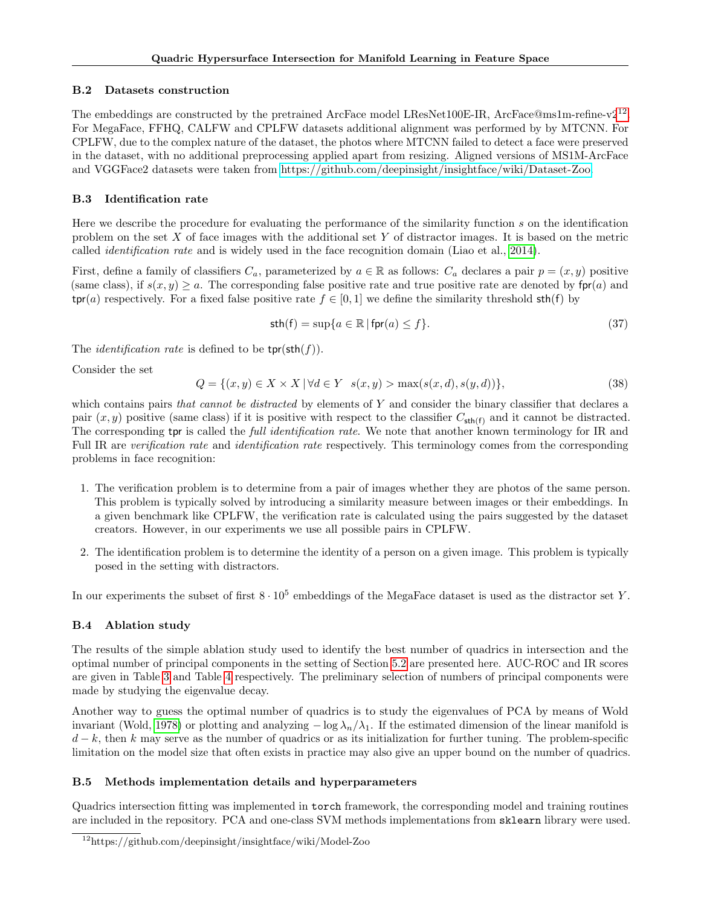### B.2 Datasets construction

The embeddings are constructed by the pretrained ArcFace model LResNet100E-IR, ArcFace@ms1m-refine-v2[12]. For MegaFace, FFHQ, CALFW and CPLFW datasets additional alignment was performed by by MTCNN. For CPLFW, due to the complex nature of the dataset, the photos where MTCNN failed to detect a face were preserved in the dataset, with no additional preprocessing applied apart from resizing. Aligned versions of MS1M-ArcFace and VGGFace2 datasets were taken from https://github.com/deepinsight/insightface/wiki/Dataset-Zoo.

### B.3 Identification rate

Here we describe the procedure for evaluating the performance of the similarity function $s$ on the identification problem on the set $X$ of face images with the additional set $Y$ of distractor images. It is based on the metric called *identification rate* and is widely used in the face recognition domain (Liao et al., 2014).

First, define a family of classifiers $C_a$, parameterized by $a \in \mathbb{R}$ as follows: $C_a$ declares a pair $p = (x, y)$ positive (same class), if $s(x, y) \geq a$. The corresponding false positive rate and true positive rate are denoted by $\mathsf{fpr}(a)$ and $\mathsf{tpr}(a)$ respectively. For a fixed false positive rate $f \in [0, 1]$ we define the similarity threshold $\mathsf{sth}(\mathsf{f})$ by

$$\mathsf{sth}(\mathsf{f}) = \sup\{a \in \mathbb{R} \,|\, \mathsf{fpr}(a) \leq f\}. \tag{37}$$

The *identification rate* is defined to be $\mathsf{tpr}(\mathsf{sth}(f))$.

Consider the set

$$Q = \{(x, y) \in X \times X \,|\, \forall d \in Y \;\; s(x, y) > \max(s(x, d), s(y, d))\}, \tag{38}$$

which contains pairs *that cannot be distracted* by elements of $Y$ and consider the binary classifier that declares a pair $(x, y)$ positive (same class) if it is positive with respect to the classifier $C_{\mathsf{sth}(\mathsf{f})}$ and it cannot be distracted. The corresponding $\mathsf{tpr}$ is called the *full identification rate*. We note that another known terminology for IR and Full IR are *verification rate* and *identification rate* respectively. This terminology comes from the corresponding problems in face recognition:

1. The verification problem is to determine from a pair of images whether they are photos of the same person. This problem is typically solved by introducing a similarity measure between images or their embeddings. In a given benchmark like CPLFW, the verification rate is calculated using the pairs suggested by the dataset creators. However, in our experiments we use all possible pairs in CPLFW.
2. The identification problem is to determine the identity of a person on a given image. This problem is typically posed in the setting with distractors.

In our experiments the subset of first $8 \cdot 10^5$ embeddings of the MegaFace dataset is used as the distractor set $Y$.

### B.4 Ablation study

The results of the simple ablation study used to identify the best number of quadrics in intersection and the optimal number of principal components in the setting of Section 5.2 are presented here. AUC-ROC and IR scores are given in Table 3 and Table 4 respectively. The preliminary selection of numbers of principal components were made by studying the eigenvalue decay.

Another way to guess the optimal number of quadrics is to study the eigenvalues of PCA by means of Wold invariant (Wold, 1978) or plotting and analyzing $-\log \lambda_n/\lambda_1$. If the estimated dimension of the linear manifold is $d - k$, then $k$ may serve as the number of quadrics or as its initialization for further tuning. The problem-specific limitation on the model size that often exists in practice may also give an upper bound on the number of quadrics.

### B.5 Methods implementation details and hyperparameters

Quadrics intersection fitting was implemented in `torch` framework, the corresponding model and training routines are included in the repository. PCA and one-class SVM methods implementations from `sklearn` library were used.

[12] https://github.com/deepinsight/insightface/wiki/Model-Zoo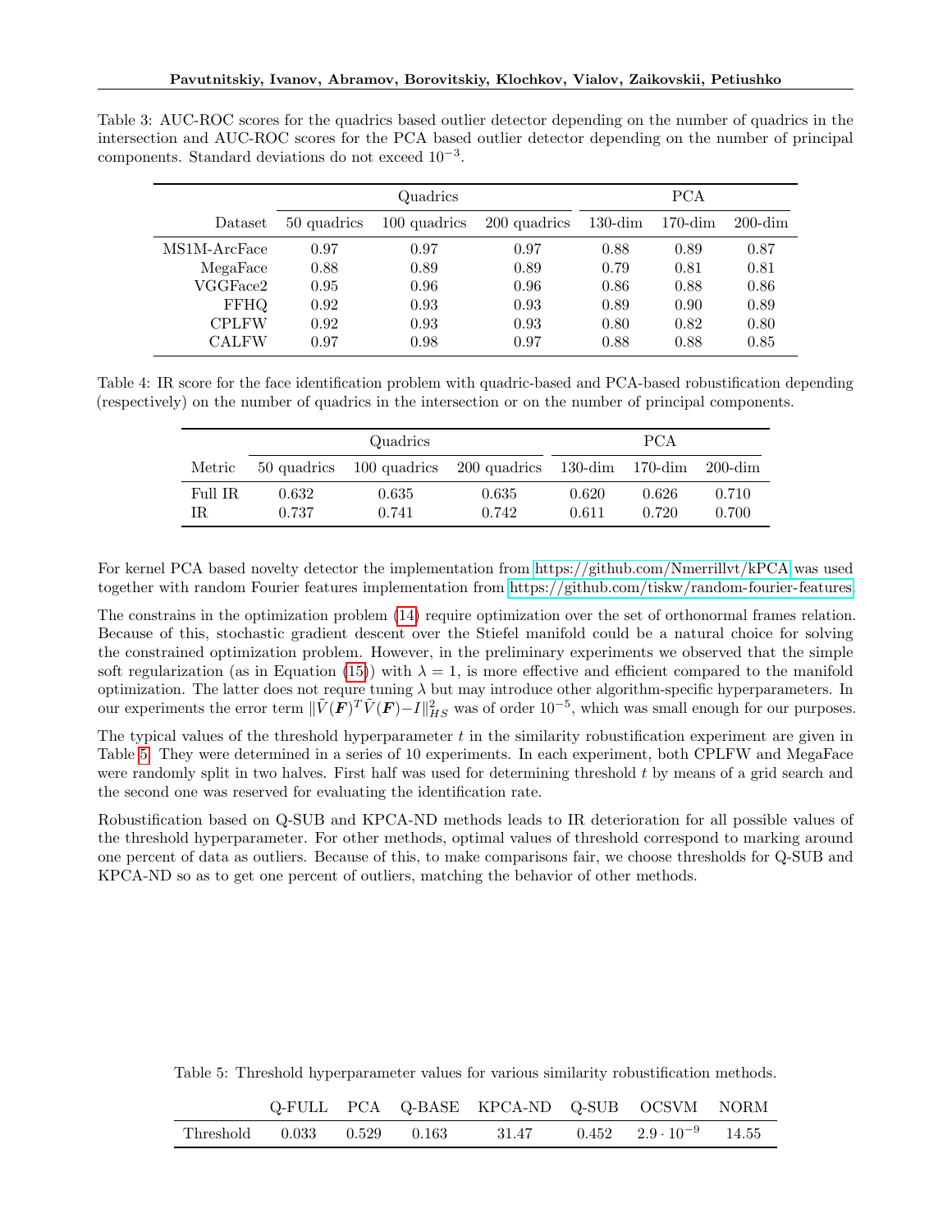Table 3: AUC-ROC scores for the quadrics based outlier detector depending on the number of quadrics in the intersection and AUC-ROC scores for the PCA based outlier detector depending on the number of principal components. Standard deviations do not exceed $10^{-3}$.

| | Quadrics | | | PCA | | |
|---|---|---|---|---|---|---|
| Dataset | 50 quadrics | 100 quadrics | 200 quadrics | 130-dim | 170-dim | 200-dim |
| MS1M-ArcFace | 0.97 | 0.97 | 0.97 | 0.88 | 0.89 | 0.87 |
| MegaFace | 0.88 | 0.89 | 0.89 | 0.79 | 0.81 | 0.81 |
| VGGFace2 | 0.95 | 0.96 | 0.96 | 0.86 | 0.88 | 0.86 |
| FFHQ | 0.92 | 0.93 | 0.93 | 0.89 | 0.90 | 0.89 |
| CPLFW | 0.92 | 0.93 | 0.93 | 0.80 | 0.82 | 0.80 |
| CALFW | 0.97 | 0.98 | 0.97 | 0.88 | 0.88 | 0.85 |

Table 4: IR score for the face identification problem with quadric-based and PCA-based robustification depending (respectively) on the number of quadrics in the intersection or on the number of principal components.

| | Quadrics | | | PCA | | |
|---|---|---|---|---|---|---|
| Metric | 50 quadrics | 100 quadrics | 200 quadrics | 130-dim | 170-dim | 200-dim |
| Full IR | 0.632 | 0.635 | 0.635 | 0.620 | 0.626 | 0.710 |
| IR | 0.737 | 0.741 | 0.742 | 0.611 | 0.720 | 0.700 |

For kernel PCA based novelty detector the implementation from https://github.com/Nmerrillvt/kPCA was used together with random Fourier features implementation from https://github.com/tiskw/random-fourier-features.

The constrains in the optimization problem (14) require optimization over the set of orthonormal frames relation. Because of this, stochastic gradient descent over the Stiefel manifold could be a natural choice for solving the constrained optimization problem. However, in the preliminary experiments we observed that the simple soft regularization (as in Equation (15)) with $\lambda = 1$, is more effective and efficient compared to the manifold optimization. The latter does not requre tuning $\lambda$ but may introduce other algorithm-specific hyperparameters. In our experiments the error term $\|\tilde{V}(\boldsymbol{F})^T\tilde{V}(\boldsymbol{F}) - I\|_{HS}^2$ was of order $10^{-5}$, which was small enough for our purposes.

The typical values of the threshold hyperparameter $t$ in the similarity robustification experiment are given in Table 5. They were determined in a series of 10 experiments. In each experiment, both CPLFW and MegaFace were randomly split in two halves. First half was used for determining threshold $t$ by means of a grid search and the second one was reserved for evaluating the identification rate.

Robustification based on Q-SUB and KPCA-ND methods leads to IR deterioration for all possible values of the threshold hyperparameter. For other methods, optimal values of threshold correspond to marking around one percent of data as outliers. Because of this, to make comparisons fair, we choose thresholds for Q-SUB and KPCA-ND so as to get one percent of outliers, matching the behavior of other methods.

Table 5: Threshold hyperparameter values for various similarity robustification methods.

| | Q-FULL | PCA | Q-BASE | KPCA-ND | Q-SUB | OCSVM | NORM |
|---|---|---|---|---|---|---|---|
| Threshold | 0.033 | 0.529 | 0.163 | 31.47 | 0.452 | $2.9 \cdot 10^{-9}$ | 14.55 |